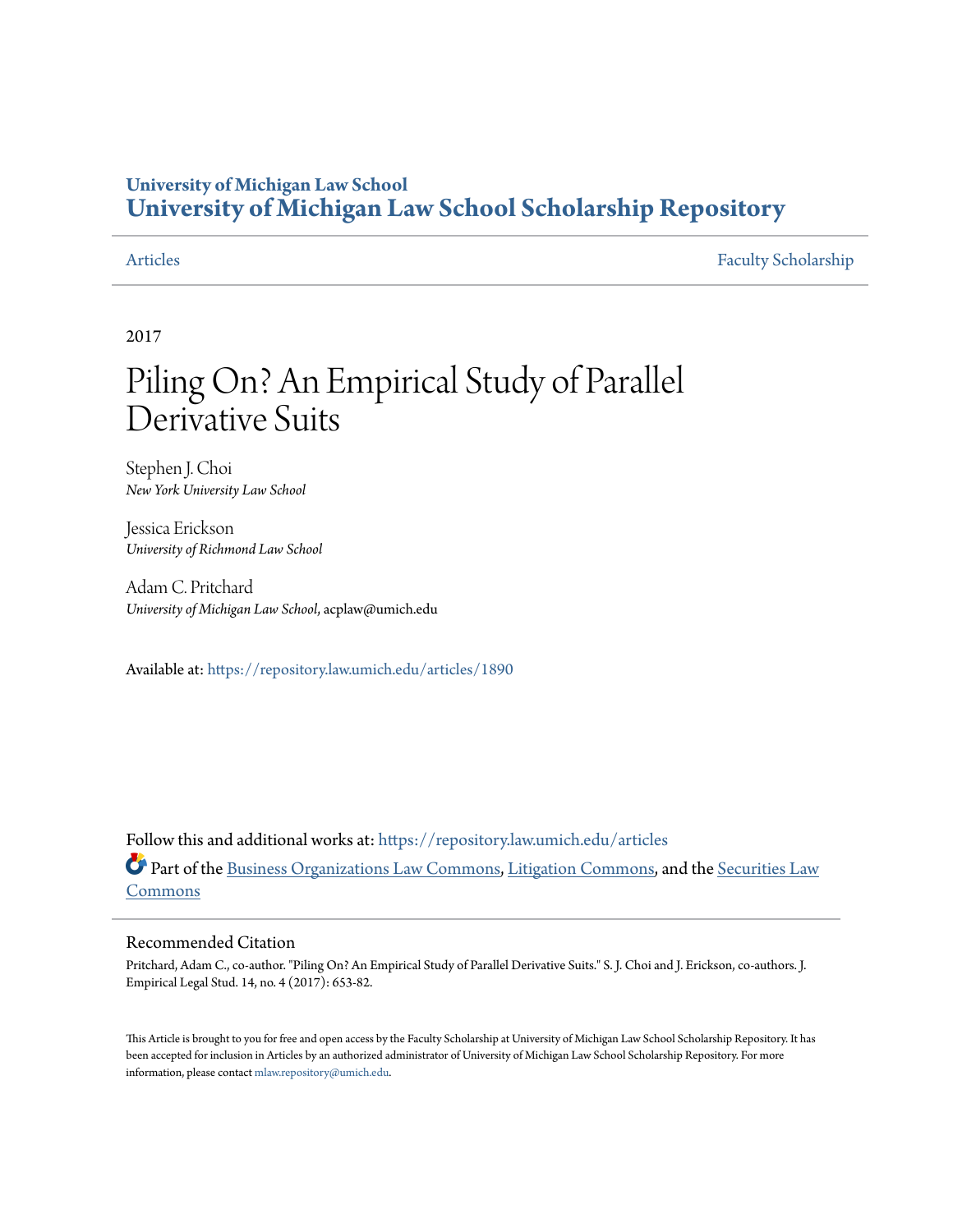# University of Michigan Law School
# University of Michigan Law School Scholarship Repository

Articles | Faculty Scholarship

2017

# Piling On? An Empirical Study of Parallel Derivative Suits

Stephen J. Choi
*New York University Law School*

Jessica Erickson
*University of Richmond Law School*

Adam C. Pritchard
*University of Michigan Law School*, acplaw@umich.edu

Available at: https://repository.law.umich.edu/articles/1890

Follow this and additional works at: https://repository.law.umich.edu/articles

Part of the Business Organizations Law Commons, Litigation Commons, and the Securities Law Commons

## Recommended Citation

Pritchard, Adam C., co-author. "Piling On? An Empirical Study of Parallel Derivative Suits." S. J. Choi and J. Erickson, co-authors. J. Empirical Legal Stud. 14, no. 4 (2017): 653-82.

This Article is brought to you for free and open access by the Faculty Scholarship at University of Michigan Law School Scholarship Repository. It has been accepted for inclusion in Articles by an authorized administrator of University of Michigan Law School Scholarship Repository. For more information, please contact mlaw.repository@umich.edu.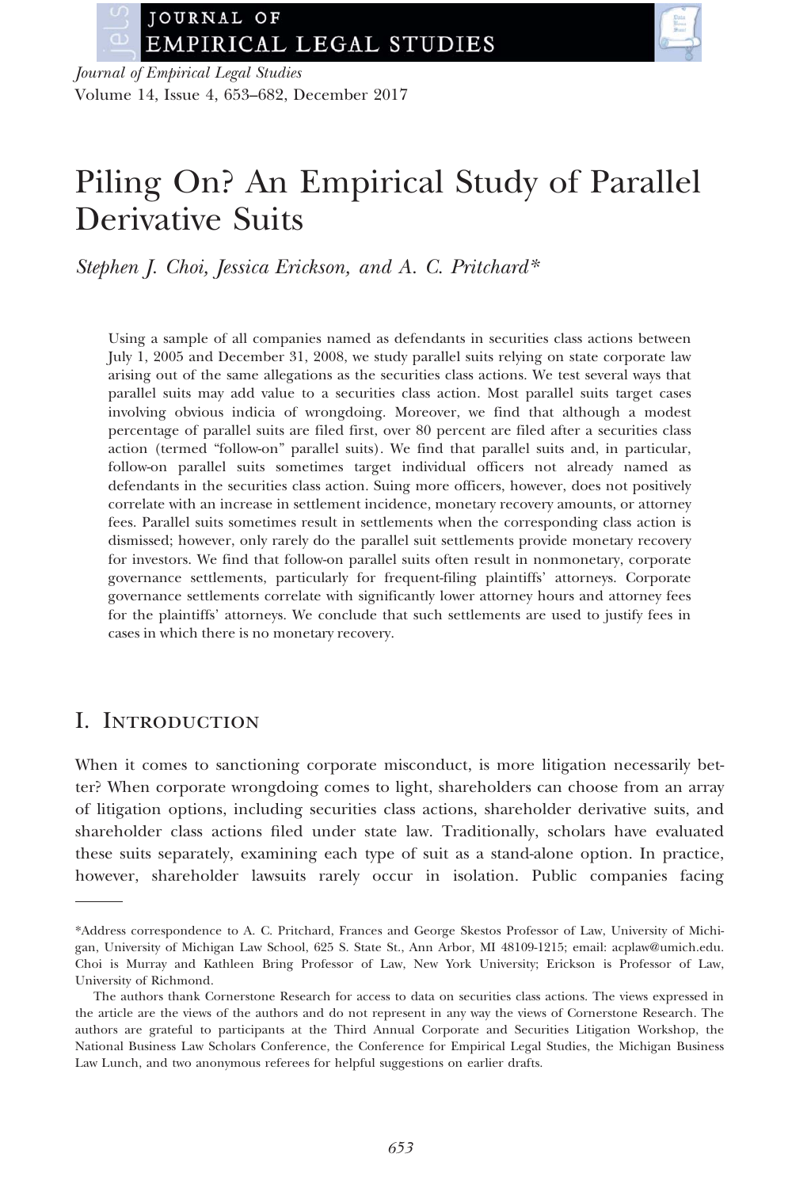# Piling On? An Empirical Study of Parallel Derivative Suits

*Stephen J. Choi, Jessica Erickson, and A. C. Pritchard**

Using a sample of all companies named as defendants in securities class actions between July 1, 2005 and December 31, 2008, we study parallel suits relying on state corporate law arising out of the same allegations as the securities class actions. We test several ways that parallel suits may add value to a securities class action. Most parallel suits target cases involving obvious indicia of wrongdoing. Moreover, we find that although a modest percentage of parallel suits are filed first, over 80 percent are filed after a securities class action (termed "follow-on" parallel suits). We find that parallel suits and, in particular, follow-on parallel suits sometimes target individual officers not already named as defendants in the securities class action. Suing more officers, however, does not positively correlate with an increase in settlement incidence, monetary recovery amounts, or attorney fees. Parallel suits sometimes result in settlements when the corresponding class action is dismissed; however, only rarely do the parallel suit settlements provide monetary recovery for investors. We find that follow-on parallel suits often result in nonmonetary, corporate governance settlements, particularly for frequent-filing plaintiffs' attorneys. Corporate governance settlements correlate with significantly lower attorney hours and attorney fees for the plaintiffs' attorneys. We conclude that such settlements are used to justify fees in cases in which there is no monetary recovery.

## I. Introduction

When it comes to sanctioning corporate misconduct, is more litigation necessarily better? When corporate wrongdoing comes to light, shareholders can choose from an array of litigation options, including securities class actions, shareholder derivative suits, and shareholder class actions filed under state law. Traditionally, scholars have evaluated these suits separately, examining each type of suit as a stand-alone option. In practice, however, shareholder lawsuits rarely occur in isolation. Public companies facing

---

*Address correspondence to A. C. Pritchard, Frances and George Skestos Professor of Law, University of Michigan, University of Michigan Law School, 625 S. State St., Ann Arbor, MI 48109-1215; email: acplaw@umich.edu. Choi is Murray and Kathleen Bring Professor of Law, New York University; Erickson is Professor of Law, University of Richmond.

The authors thank Cornerstone Research for access to data on securities class actions. The views expressed in the article are the views of the authors and do not represent in any way the views of Cornerstone Research. The authors are grateful to participants at the Third Annual Corporate and Securities Litigation Workshop, the National Business Law Scholars Conference, the Conference for Empirical Legal Studies, the Michigan Business Law Lunch, and two anonymous referees for helpful suggestions on earlier drafts.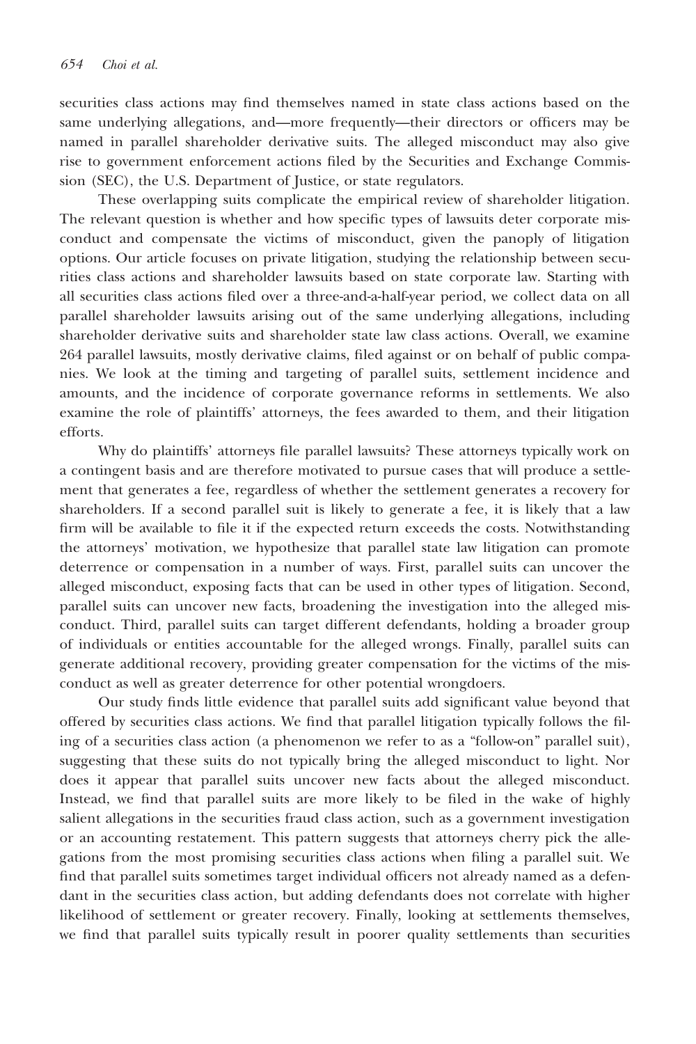securities class actions may find themselves named in state class actions based on the same underlying allegations, and—more frequently—their directors or officers may be named in parallel shareholder derivative suits. The alleged misconduct may also give rise to government enforcement actions filed by the Securities and Exchange Commission (SEC), the U.S. Department of Justice, or state regulators.

These overlapping suits complicate the empirical review of shareholder litigation. The relevant question is whether and how specific types of lawsuits deter corporate misconduct and compensate the victims of misconduct, given the panoply of litigation options. Our article focuses on private litigation, studying the relationship between securities class actions and shareholder lawsuits based on state corporate law. Starting with all securities class actions filed over a three-and-a-half-year period, we collect data on all parallel shareholder lawsuits arising out of the same underlying allegations, including shareholder derivative suits and shareholder state law class actions. Overall, we examine 264 parallel lawsuits, mostly derivative claims, filed against or on behalf of public companies. We look at the timing and targeting of parallel suits, settlement incidence and amounts, and the incidence of corporate governance reforms in settlements. We also examine the role of plaintiffs' attorneys, the fees awarded to them, and their litigation efforts.

Why do plaintiffs' attorneys file parallel lawsuits? These attorneys typically work on a contingent basis and are therefore motivated to pursue cases that will produce a settlement that generates a fee, regardless of whether the settlement generates a recovery for shareholders. If a second parallel suit is likely to generate a fee, it is likely that a law firm will be available to file it if the expected return exceeds the costs. Notwithstanding the attorneys' motivation, we hypothesize that parallel state law litigation can promote deterrence or compensation in a number of ways. First, parallel suits can uncover the alleged misconduct, exposing facts that can be used in other types of litigation. Second, parallel suits can uncover new facts, broadening the investigation into the alleged misconduct. Third, parallel suits can target different defendants, holding a broader group of individuals or entities accountable for the alleged wrongs. Finally, parallel suits can generate additional recovery, providing greater compensation for the victims of the misconduct as well as greater deterrence for other potential wrongdoers.

Our study finds little evidence that parallel suits add significant value beyond that offered by securities class actions. We find that parallel litigation typically follows the filing of a securities class action (a phenomenon we refer to as a "follow-on" parallel suit), suggesting that these suits do not typically bring the alleged misconduct to light. Nor does it appear that parallel suits uncover new facts about the alleged misconduct. Instead, we find that parallel suits are more likely to be filed in the wake of highly salient allegations in the securities fraud class action, such as a government investigation or an accounting restatement. This pattern suggests that attorneys cherry pick the allegations from the most promising securities class actions when filing a parallel suit. We find that parallel suits sometimes target individual officers not already named as a defendant in the securities class action, but adding defendants does not correlate with higher likelihood of settlement or greater recovery. Finally, looking at settlements themselves, we find that parallel suits typically result in poorer quality settlements than securities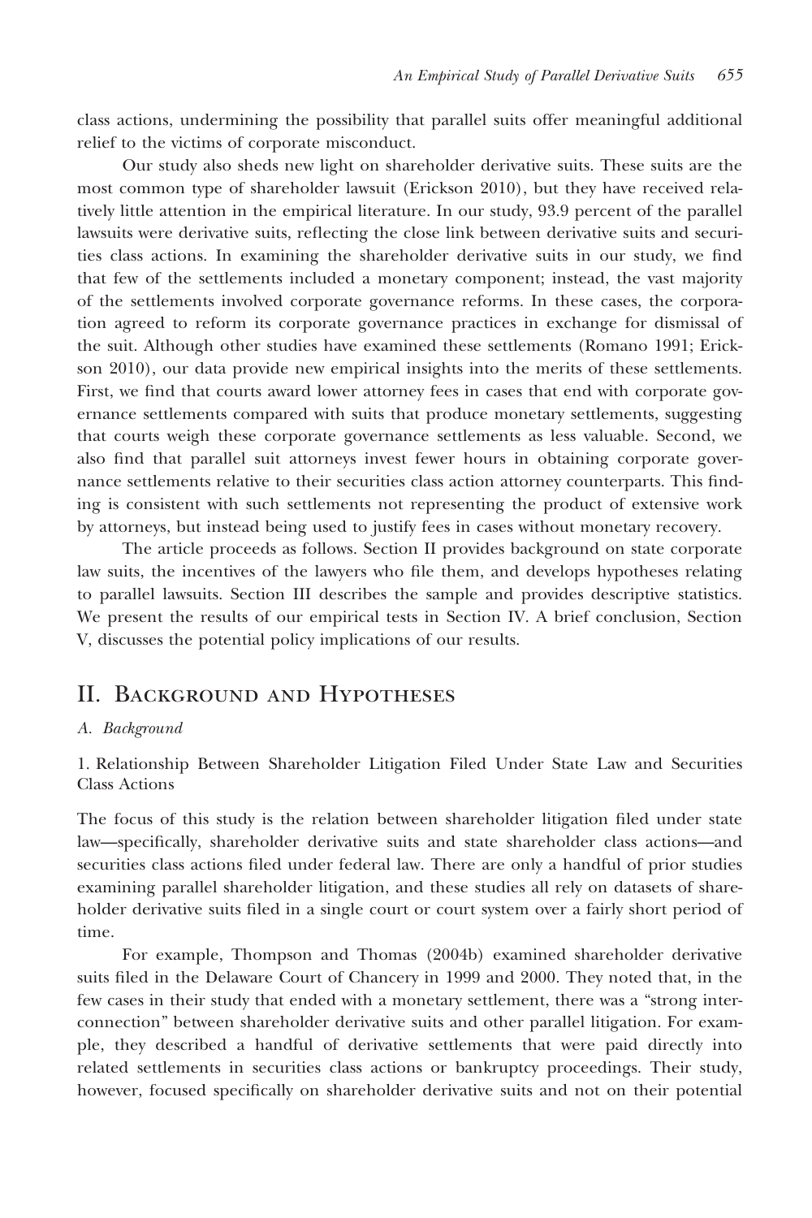class actions, undermining the possibility that parallel suits offer meaningful additional relief to the victims of corporate misconduct.

Our study also sheds new light on shareholder derivative suits. These suits are the most common type of shareholder lawsuit (Erickson 2010), but they have received relatively little attention in the empirical literature. In our study, 93.9 percent of the parallel lawsuits were derivative suits, reflecting the close link between derivative suits and securities class actions. In examining the shareholder derivative suits in our study, we find that few of the settlements included a monetary component; instead, the vast majority of the settlements involved corporate governance reforms. In these cases, the corporation agreed to reform its corporate governance practices in exchange for dismissal of the suit. Although other studies have examined these settlements (Romano 1991; Erickson 2010), our data provide new empirical insights into the merits of these settlements. First, we find that courts award lower attorney fees in cases that end with corporate governance settlements compared with suits that produce monetary settlements, suggesting that courts weigh these corporate governance settlements as less valuable. Second, we also find that parallel suit attorneys invest fewer hours in obtaining corporate governance settlements relative to their securities class action attorney counterparts. This finding is consistent with such settlements not representing the product of extensive work by attorneys, but instead being used to justify fees in cases without monetary recovery.

The article proceeds as follows. Section II provides background on state corporate law suits, the incentives of the lawyers who file them, and develops hypotheses relating to parallel lawsuits. Section III describes the sample and provides descriptive statistics. We present the results of our empirical tests in Section IV. A brief conclusion, Section V, discusses the potential policy implications of our results.

## II. Background and Hypotheses

### *A. Background*

#### 1. Relationship Between Shareholder Litigation Filed Under State Law and Securities Class Actions

The focus of this study is the relation between shareholder litigation filed under state law—specifically, shareholder derivative suits and state shareholder class actions—and securities class actions filed under federal law. There are only a handful of prior studies examining parallel shareholder litigation, and these studies all rely on datasets of shareholder derivative suits filed in a single court or court system over a fairly short period of time.

For example, Thompson and Thomas (2004b) examined shareholder derivative suits filed in the Delaware Court of Chancery in 1999 and 2000. They noted that, in the few cases in their study that ended with a monetary settlement, there was a "strong interconnection" between shareholder derivative suits and other parallel litigation. For example, they described a handful of derivative settlements that were paid directly into related settlements in securities class actions or bankruptcy proceedings. Their study, however, focused specifically on shareholder derivative suits and not on their potential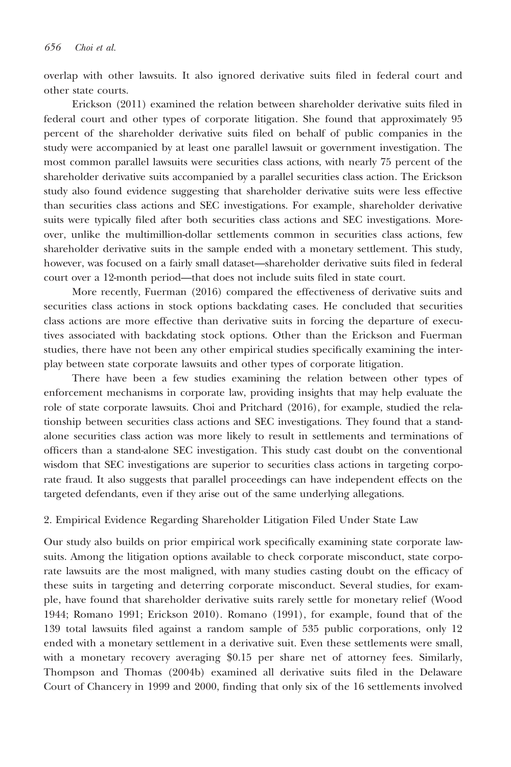overlap with other lawsuits. It also ignored derivative suits filed in federal court and other state courts.

Erickson (2011) examined the relation between shareholder derivative suits filed in federal court and other types of corporate litigation. She found that approximately 95 percent of the shareholder derivative suits filed on behalf of public companies in the study were accompanied by at least one parallel lawsuit or government investigation. The most common parallel lawsuits were securities class actions, with nearly 75 percent of the shareholder derivative suits accompanied by a parallel securities class action. The Erickson study also found evidence suggesting that shareholder derivative suits were less effective than securities class actions and SEC investigations. For example, shareholder derivative suits were typically filed after both securities class actions and SEC investigations. Moreover, unlike the multimillion-dollar settlements common in securities class actions, few shareholder derivative suits in the sample ended with a monetary settlement. This study, however, was focused on a fairly small dataset—shareholder derivative suits filed in federal court over a 12-month period—that does not include suits filed in state court.

More recently, Fuerman (2016) compared the effectiveness of derivative suits and securities class actions in stock options backdating cases. He concluded that securities class actions are more effective than derivative suits in forcing the departure of executives associated with backdating stock options. Other than the Erickson and Fuerman studies, there have not been any other empirical studies specifically examining the interplay between state corporate lawsuits and other types of corporate litigation.

There have been a few studies examining the relation between other types of enforcement mechanisms in corporate law, providing insights that may help evaluate the role of state corporate lawsuits. Choi and Pritchard (2016), for example, studied the relationship between securities class actions and SEC investigations. They found that a stand-alone securities class action was more likely to result in settlements and terminations of officers than a stand-alone SEC investigation. This study cast doubt on the conventional wisdom that SEC investigations are superior to securities class actions in targeting corporate fraud. It also suggests that parallel proceedings can have independent effects on the targeted defendants, even if they arise out of the same underlying allegations.

### 2. Empirical Evidence Regarding Shareholder Litigation Filed Under State Law

Our study also builds on prior empirical work specifically examining state corporate lawsuits. Among the litigation options available to check corporate misconduct, state corporate lawsuits are the most maligned, with many studies casting doubt on the efficacy of these suits in targeting and deterring corporate misconduct. Several studies, for example, have found that shareholder derivative suits rarely settle for monetary relief (Wood 1944; Romano 1991; Erickson 2010). Romano (1991), for example, found that of the 139 total lawsuits filed against a random sample of 535 public corporations, only 12 ended with a monetary settlement in a derivative suit. Even these settlements were small, with a monetary recovery averaging \$0.15 per share net of attorney fees. Similarly, Thompson and Thomas (2004b) examined all derivative suits filed in the Delaware Court of Chancery in 1999 and 2000, finding that only six of the 16 settlements involved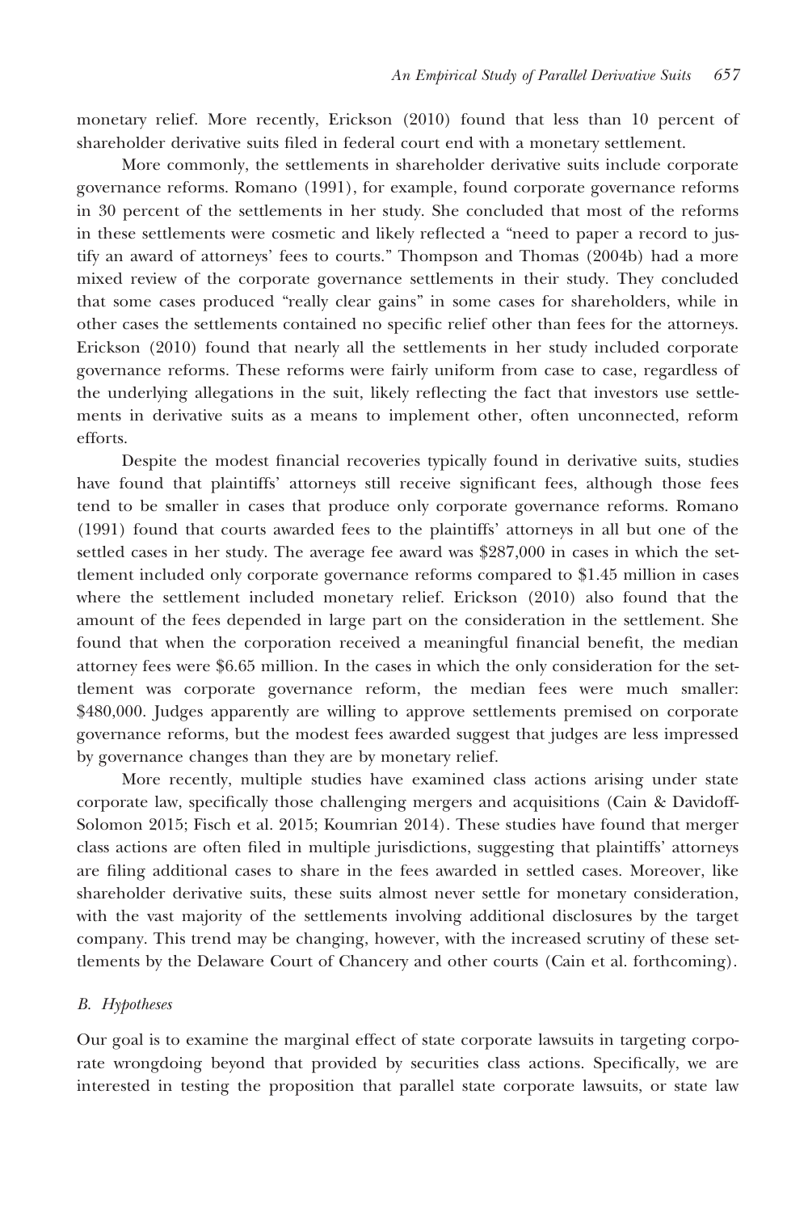monetary relief. More recently, Erickson (2010) found that less than 10 percent of shareholder derivative suits filed in federal court end with a monetary settlement.

More commonly, the settlements in shareholder derivative suits include corporate governance reforms. Romano (1991), for example, found corporate governance reforms in 30 percent of the settlements in her study. She concluded that most of the reforms in these settlements were cosmetic and likely reflected a "need to paper a record to justify an award of attorneys' fees to courts." Thompson and Thomas (2004b) had a more mixed review of the corporate governance settlements in their study. They concluded that some cases produced "really clear gains" in some cases for shareholders, while in other cases the settlements contained no specific relief other than fees for the attorneys. Erickson (2010) found that nearly all the settlements in her study included corporate governance reforms. These reforms were fairly uniform from case to case, regardless of the underlying allegations in the suit, likely reflecting the fact that investors use settlements in derivative suits as a means to implement other, often unconnected, reform efforts.

Despite the modest financial recoveries typically found in derivative suits, studies have found that plaintiffs' attorneys still receive significant fees, although those fees tend to be smaller in cases that produce only corporate governance reforms. Romano (1991) found that courts awarded fees to the plaintiffs' attorneys in all but one of the settled cases in her study. The average fee award was $287,000 in cases in which the settlement included only corporate governance reforms compared to $1.45 million in cases where the settlement included monetary relief. Erickson (2010) also found that the amount of the fees depended in large part on the consideration in the settlement. She found that when the corporation received a meaningful financial benefit, the median attorney fees were $6.65 million. In the cases in which the only consideration for the settlement was corporate governance reform, the median fees were much smaller: $480,000. Judges apparently are willing to approve settlements premised on corporate governance reforms, but the modest fees awarded suggest that judges are less impressed by governance changes than they are by monetary relief.

More recently, multiple studies have examined class actions arising under state corporate law, specifically those challenging mergers and acquisitions (Cain & Davidoff-Solomon 2015; Fisch et al. 2015; Koumrian 2014). These studies have found that merger class actions are often filed in multiple jurisdictions, suggesting that plaintiffs' attorneys are filing additional cases to share in the fees awarded in settled cases. Moreover, like shareholder derivative suits, these suits almost never settle for monetary consideration, with the vast majority of the settlements involving additional disclosures by the target company. This trend may be changing, however, with the increased scrutiny of these settlements by the Delaware Court of Chancery and other courts (Cain et al. forthcoming).

### *B. Hypotheses*

Our goal is to examine the marginal effect of state corporate lawsuits in targeting corporate wrongdoing beyond that provided by securities class actions. Specifically, we are interested in testing the proposition that parallel state corporate lawsuits, or state law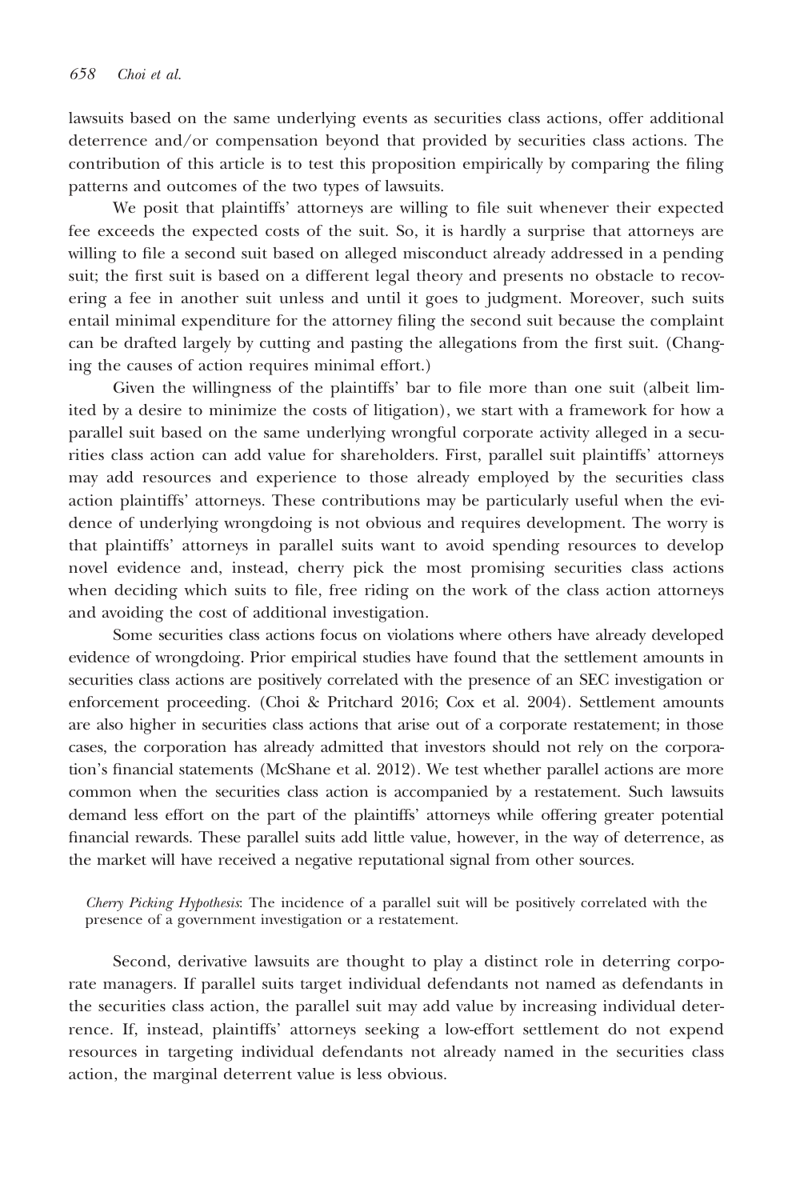lawsuits based on the same underlying events as securities class actions, offer additional deterrence and/or compensation beyond that provided by securities class actions. The contribution of this article is to test this proposition empirically by comparing the filing patterns and outcomes of the two types of lawsuits.

We posit that plaintiffs' attorneys are willing to file suit whenever their expected fee exceeds the expected costs of the suit. So, it is hardly a surprise that attorneys are willing to file a second suit based on alleged misconduct already addressed in a pending suit; the first suit is based on a different legal theory and presents no obstacle to recovering a fee in another suit unless and until it goes to judgment. Moreover, such suits entail minimal expenditure for the attorney filing the second suit because the complaint can be drafted largely by cutting and pasting the allegations from the first suit. (Changing the causes of action requires minimal effort.)

Given the willingness of the plaintiffs' bar to file more than one suit (albeit limited by a desire to minimize the costs of litigation), we start with a framework for how a parallel suit based on the same underlying wrongful corporate activity alleged in a securities class action can add value for shareholders. First, parallel suit plaintiffs' attorneys may add resources and experience to those already employed by the securities class action plaintiffs' attorneys. These contributions may be particularly useful when the evidence of underlying wrongdoing is not obvious and requires development. The worry is that plaintiffs' attorneys in parallel suits want to avoid spending resources to develop novel evidence and, instead, cherry pick the most promising securities class actions when deciding which suits to file, free riding on the work of the class action attorneys and avoiding the cost of additional investigation.

Some securities class actions focus on violations where others have already developed evidence of wrongdoing. Prior empirical studies have found that the settlement amounts in securities class actions are positively correlated with the presence of an SEC investigation or enforcement proceeding. (Choi & Pritchard 2016; Cox et al. 2004). Settlement amounts are also higher in securities class actions that arise out of a corporate restatement; in those cases, the corporation has already admitted that investors should not rely on the corporation's financial statements (McShane et al. 2012). We test whether parallel actions are more common when the securities class action is accompanied by a restatement. Such lawsuits demand less effort on the part of the plaintiffs' attorneys while offering greater potential financial rewards. These parallel suits add little value, however, in the way of deterrence, as the market will have received a negative reputational signal from other sources.

> *Cherry Picking Hypothesis*: The incidence of a parallel suit will be positively correlated with the presence of a government investigation or a restatement.

Second, derivative lawsuits are thought to play a distinct role in deterring corporate managers. If parallel suits target individual defendants not named as defendants in the securities class action, the parallel suit may add value by increasing individual deterrence. If, instead, plaintiffs' attorneys seeking a low-effort settlement do not expend resources in targeting individual defendants not already named in the securities class action, the marginal deterrent value is less obvious.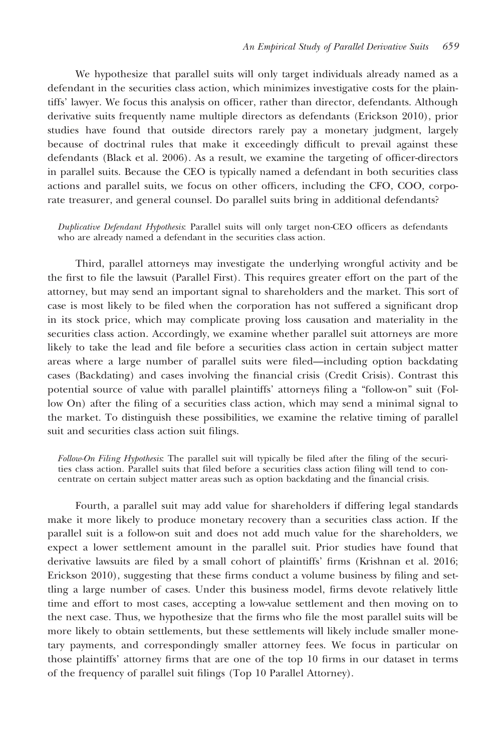We hypothesize that parallel suits will only target individuals already named as a defendant in the securities class action, which minimizes investigative costs for the plaintiffs' lawyer. We focus this analysis on officer, rather than director, defendants. Although derivative suits frequently name multiple directors as defendants (Erickson 2010), prior studies have found that outside directors rarely pay a monetary judgment, largely because of doctrinal rules that make it exceedingly difficult to prevail against these defendants (Black et al. 2006). As a result, we examine the targeting of officer-directors in parallel suits. Because the CEO is typically named a defendant in both securities class actions and parallel suits, we focus on other officers, including the CFO, COO, corporate treasurer, and general counsel. Do parallel suits bring in additional defendants?

> *Duplicative Defendant Hypothesis*: Parallel suits will only target non-CEO officers as defendants who are already named a defendant in the securities class action.

Third, parallel attorneys may investigate the underlying wrongful activity and be the first to file the lawsuit (Parallel First). This requires greater effort on the part of the attorney, but may send an important signal to shareholders and the market. This sort of case is most likely to be filed when the corporation has not suffered a significant drop in its stock price, which may complicate proving loss causation and materiality in the securities class action. Accordingly, we examine whether parallel suit attorneys are more likely to take the lead and file before a securities class action in certain subject matter areas where a large number of parallel suits were filed—including option backdating cases (Backdating) and cases involving the financial crisis (Credit Crisis). Contrast this potential source of value with parallel plaintiffs' attorneys filing a "follow-on" suit (Follow On) after the filing of a securities class action, which may send a minimal signal to the market. To distinguish these possibilities, we examine the relative timing of parallel suit and securities class action suit filings.

> *Follow-On Filing Hypothesis*: The parallel suit will typically be filed after the filing of the securities class action. Parallel suits that filed before a securities class action filing will tend to concentrate on certain subject matter areas such as option backdating and the financial crisis.

Fourth, a parallel suit may add value for shareholders if differing legal standards make it more likely to produce monetary recovery than a securities class action. If the parallel suit is a follow-on suit and does not add much value for the shareholders, we expect a lower settlement amount in the parallel suit. Prior studies have found that derivative lawsuits are filed by a small cohort of plaintiffs' firms (Krishnan et al. 2016; Erickson 2010), suggesting that these firms conduct a volume business by filing and settling a large number of cases. Under this business model, firms devote relatively little time and effort to most cases, accepting a low-value settlement and then moving on to the next case. Thus, we hypothesize that the firms who file the most parallel suits will be more likely to obtain settlements, but these settlements will likely include smaller monetary payments, and correspondingly smaller attorney fees. We focus in particular on those plaintiffs' attorney firms that are one of the top 10 firms in our dataset in terms of the frequency of parallel suit filings (Top 10 Parallel Attorney).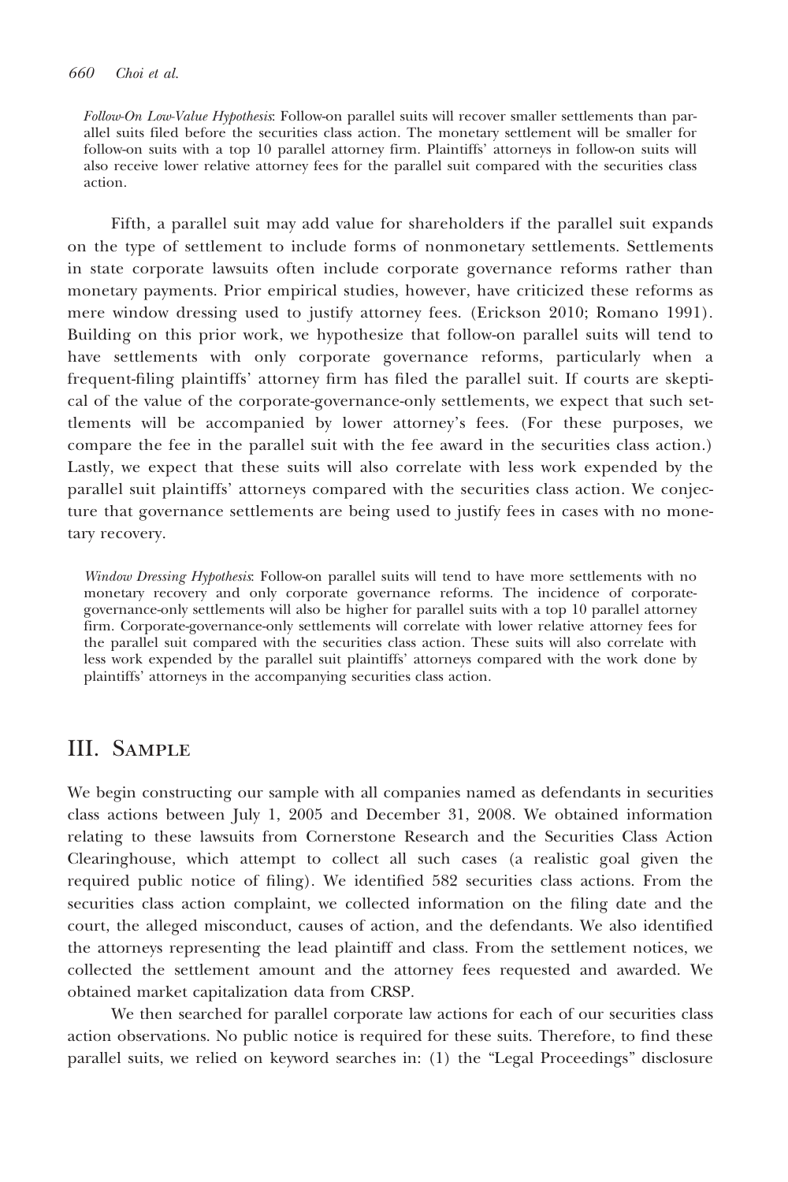*Follow-On Low-Value Hypothesis*: Follow-on parallel suits will recover smaller settlements than parallel suits filed before the securities class action. The monetary settlement will be smaller for follow-on suits with a top 10 parallel attorney firm. Plaintiffs' attorneys in follow-on suits will also receive lower relative attorney fees for the parallel suit compared with the securities class action.

Fifth, a parallel suit may add value for shareholders if the parallel suit expands on the type of settlement to include forms of nonmonetary settlements. Settlements in state corporate lawsuits often include corporate governance reforms rather than monetary payments. Prior empirical studies, however, have criticized these reforms as mere window dressing used to justify attorney fees. (Erickson 2010; Romano 1991). Building on this prior work, we hypothesize that follow-on parallel suits will tend to have settlements with only corporate governance reforms, particularly when a frequent-filing plaintiffs' attorney firm has filed the parallel suit. If courts are skeptical of the value of the corporate-governance-only settlements, we expect that such settlements will be accompanied by lower attorney's fees. (For these purposes, we compare the fee in the parallel suit with the fee award in the securities class action.) Lastly, we expect that these suits will also correlate with less work expended by the parallel suit plaintiffs' attorneys compared with the securities class action. We conjecture that governance settlements are being used to justify fees in cases with no monetary recovery.

*Window Dressing Hypothesis*: Follow-on parallel suits will tend to have more settlements with no monetary recovery and only corporate governance reforms. The incidence of corporate-governance-only settlements will also be higher for parallel suits with a top 10 parallel attorney firm. Corporate-governance-only settlements will correlate with lower relative attorney fees for the parallel suit compared with the securities class action. These suits will also correlate with less work expended by the parallel suit plaintiffs' attorneys compared with the work done by plaintiffs' attorneys in the accompanying securities class action.

## III. Sample

We begin constructing our sample with all companies named as defendants in securities class actions between July 1, 2005 and December 31, 2008. We obtained information relating to these lawsuits from Cornerstone Research and the Securities Class Action Clearinghouse, which attempt to collect all such cases (a realistic goal given the required public notice of filing). We identified 582 securities class actions. From the securities class action complaint, we collected information on the filing date and the court, the alleged misconduct, causes of action, and the defendants. We also identified the attorneys representing the lead plaintiff and class. From the settlement notices, we collected the settlement amount and the attorney fees requested and awarded. We obtained market capitalization data from CRSP.

We then searched for parallel corporate law actions for each of our securities class action observations. No public notice is required for these suits. Therefore, to find these parallel suits, we relied on keyword searches in: (1) the "Legal Proceedings" disclosure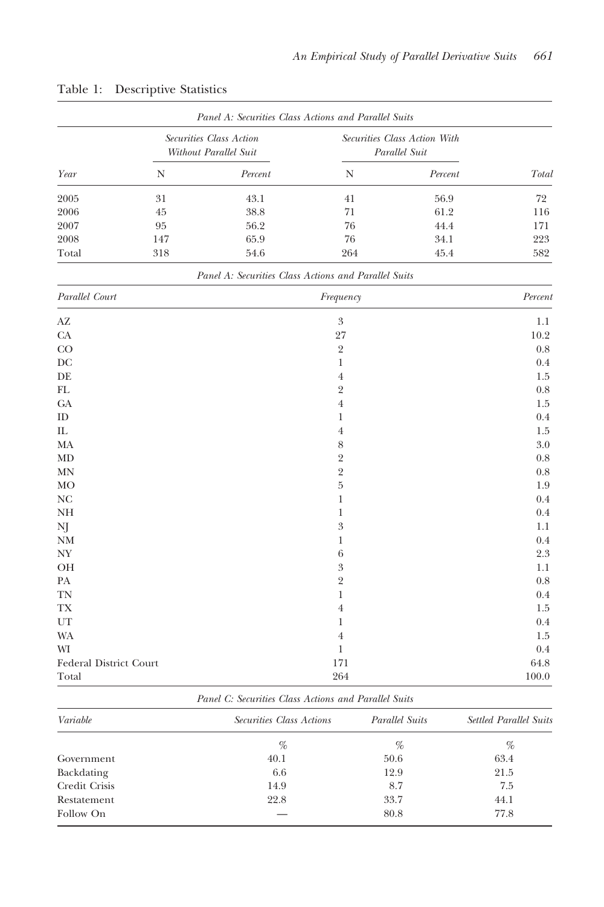Table 1: Descriptive Statistics

*Panel A: Securities Class Actions and Parallel Suits*

| Year | Securities Class Action Without Parallel Suit | | Securities Class Action With Parallel Suit | | Total |
|---|---|---|---|---|---|
| | N | Percent | N | Percent | |
| 2005 | 31 | 43.1 | 41 | 56.9 | 72 |
| 2006 | 45 | 38.8 | 71 | 61.2 | 116 |
| 2007 | 95 | 56.2 | 76 | 44.4 | 171 |
| 2008 | 147 | 65.9 | 76 | 34.1 | 223 |
| Total | 318 | 54.6 | 264 | 45.4 | 582 |

*Panel A: Securities Class Actions and Parallel Suits*

| Parallel Court | Frequency | Percent |
|---|---|---|
| AZ | 3 | 1.1 |
| CA | 27 | 10.2 |
| CO | 2 | 0.8 |
| DC | 1 | 0.4 |
| DE | 4 | 1.5 |
| FL | 2 | 0.8 |
| GA | 4 | 1.5 |
| ID | 1 | 0.4 |
| IL | 4 | 1.5 |
| MA | 8 | 3.0 |
| MD | 2 | 0.8 |
| MN | 2 | 0.8 |
| MO | 5 | 1.9 |
| NC | 1 | 0.4 |
| NH | 1 | 0.4 |
| NJ | 3 | 1.1 |
| NM | 1 | 0.4 |
| NY | 6 | 2.3 |
| OH | 3 | 1.1 |
| PA | 2 | 0.8 |
| TN | 1 | 0.4 |
| TX | 4 | 1.5 |
| UT | 1 | 0.4 |
| WA | 4 | 1.5 |
| WI | 1 | 0.4 |
| Federal District Court | 171 | 64.8 |
| Total | 264 | 100.0 |

*Panel C: Securities Class Actions and Parallel Suits*

| Variable | Securities Class Actions | Parallel Suits | Settled Parallel Suits |
|---|---|---|---|
| | % | % | % |
| Government | 40.1 | 50.6 | 63.4 |
| Backdating | 6.6 | 12.9 | 21.5 |
| Credit Crisis | 14.9 | 8.7 | 7.5 |
| Restatement | 22.8 | 33.7 | 44.1 |
| Follow On | — | 80.8 | 77.8 |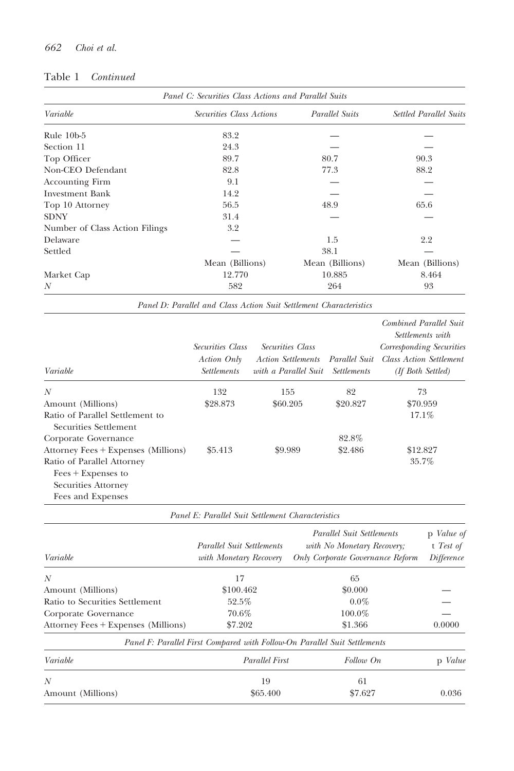Table 1 *Continued*

*Panel C: Securities Class Actions and Parallel Suits*

| Variable | Securities Class Actions | Parallel Suits | Settled Parallel Suits |
|---|---|---|---|
| Rule 10b-5 | 83.2 | — | — |
| Section 11 | 24.3 | — | — |
| Top Officer | 89.7 | 80.7 | 90.3 |
| Non-CEO Defendant | 82.8 | 77.3 | 88.2 |
| Accounting Firm | 9.1 | — | — |
| Investment Bank | 14.2 | — | — |
| Top 10 Attorney | 56.5 | 48.9 | 65.6 |
| SDNY | 31.4 | — | — |
| Number of Class Action Filings | 3.2 | | |
| Delaware | — | 1.5 | 2.2 |
| Settled | — | 38.1 | — |
| | Mean (Billions) | Mean (Billions) | Mean (Billions) |
| Market Cap | 12.770 | 10.885 | 8.464 |
| *N* | 582 | 264 | 93 |

*Panel D: Parallel and Class Action Suit Settlement Characteristics*

| Variable | *Securities Class Action Only Settlements* | *Securities Class Action Settlements with a Parallel Suit* | *Parallel Suit Settlements* | *Combined Parallel Suit Settlements with Corresponding Securities Class Action Settlement (If Both Settled)* |
|---|---|---|---|---|
| *N* | 132 | 155 | 82 | 73 |
| Amount (Millions) | \$28.873 | \$60.205 | \$20.827 | \$70.959 |
| Ratio of Parallel Settlement to Securities Settlement | | | | 17.1% |
| Corporate Governance | | | 82.8% | |
| Attorney Fees + Expenses (Millions) | \$5.413 | \$9.989 | \$2.486 | \$12.827 |
| Ratio of Parallel Attorney Fees + Expenses to Securities Attorney Fees and Expenses | | | | 35.7% |

*Panel E: Parallel Suit Settlement Characteristics*

| Variable | *Parallel Suit Settlements with Monetary Recovery* | *Parallel Suit Settlements with No Monetary Recovery; Only Corporate Governance Reform* | p *Value of* t *Test of Difference* |
|---|---|---|---|
| *N* | 17 | 65 | |
| Amount (Millions) | \$100.462 | \$0.000 | — |
| Ratio to Securities Settlement | 52.5% | 0.0% | — |
| Corporate Governance | 70.6% | 100.0% | — |
| Attorney Fees + Expenses (Millions) | \$7.202 | \$1.366 | 0.0000 |

*Panel F: Parallel First Compared with Follow-On Parallel Suit Settlements*

| Variable | Parallel First | Follow On | p Value |
|---|---|---|---|
| *N* | 19 | 61 | |
| Amount (Millions) | \$65.400 | \$7.627 | 0.036 |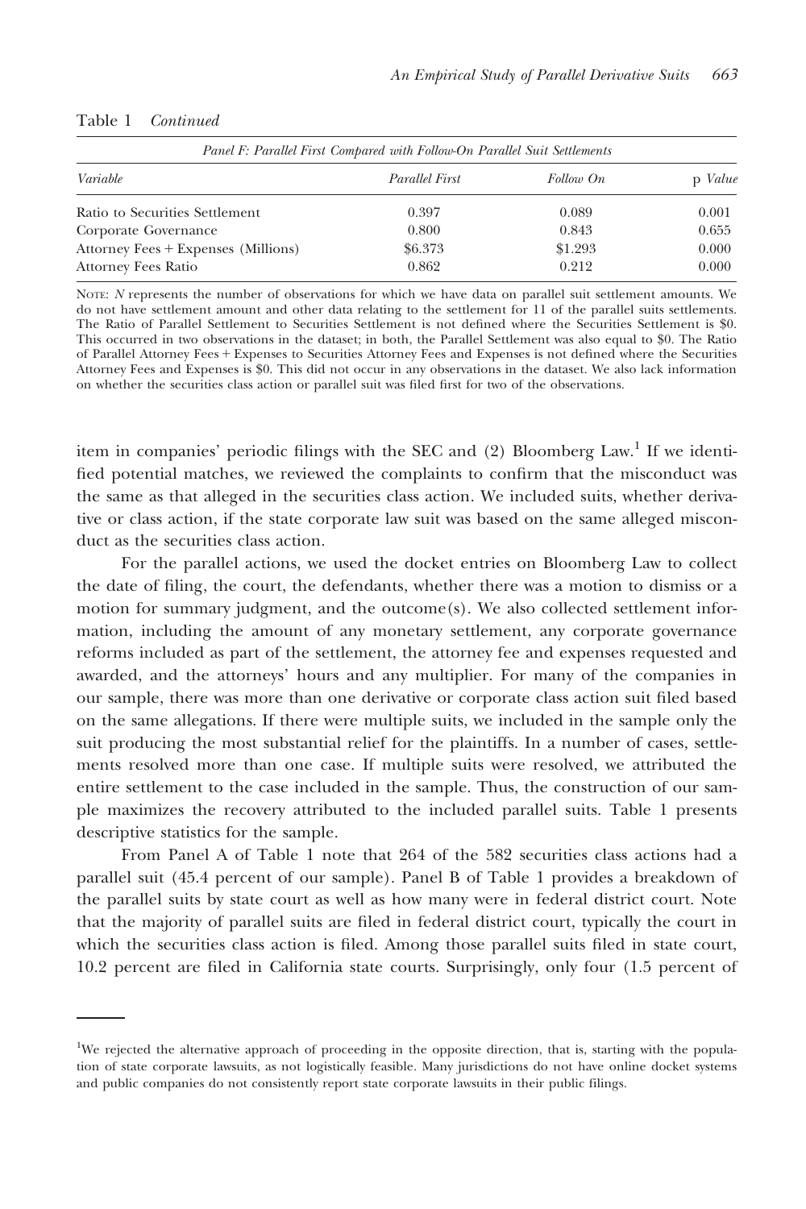Table 1 *Continued*

| *Panel F: Parallel First Compared with Follow-On Parallel Suit Settlements* | | | |
|---|---|---|---|
| *Variable* | *Parallel First* | *Follow On* | p *Value* |
| Ratio to Securities Settlement | 0.397 | 0.089 | 0.001 |
| Corporate Governance | 0.800 | 0.843 | 0.655 |
| Attorney Fees + Expenses (Millions) | $6.373 | $1.293 | 0.000 |
| Attorney Fees Ratio | 0.862 | 0.212 | 0.000 |

NOTE: *N* represents the number of observations for which we have data on parallel suit settlement amounts. We do not have settlement amount and other data relating to the settlement for 11 of the parallel suits settlements. The Ratio of Parallel Settlement to Securities Settlement is not defined where the Securities Settlement is $0. This occurred in two observations in the dataset; in both, the Parallel Settlement was also equal to $0. The Ratio of Parallel Attorney Fees + Expenses to Securities Attorney Fees and Expenses is not defined where the Securities Attorney Fees and Expenses is $0. This did not occur in any observations in the dataset. We also lack information on whether the securities class action or parallel suit was filed first for two of the observations.

item in companies' periodic filings with the SEC and (2) Bloomberg Law.[1] If we identified potential matches, we reviewed the complaints to confirm that the misconduct was the same as that alleged in the securities class action. We included suits, whether derivative or class action, if the state corporate law suit was based on the same alleged misconduct as the securities class action.

For the parallel actions, we used the docket entries on Bloomberg Law to collect the date of filing, the court, the defendants, whether there was a motion to dismiss or a motion for summary judgment, and the outcome(s). We also collected settlement information, including the amount of any monetary settlement, any corporate governance reforms included as part of the settlement, the attorney fee and expenses requested and awarded, and the attorneys' hours and any multiplier. For many of the companies in our sample, there was more than one derivative or corporate class action suit filed based on the same allegations. If there were multiple suits, we included in the sample only the suit producing the most substantial relief for the plaintiffs. In a number of cases, settlements resolved more than one case. If multiple suits were resolved, we attributed the entire settlement to the case included in the sample. Thus, the construction of our sample maximizes the recovery attributed to the included parallel suits. Table 1 presents descriptive statistics for the sample.

From Panel A of Table 1 note that 264 of the 582 securities class actions had a parallel suit (45.4 percent of our sample). Panel B of Table 1 provides a breakdown of the parallel suits by state court as well as how many were in federal district court. Note that the majority of parallel suits are filed in federal district court, typically the court in which the securities class action is filed. Among those parallel suits filed in state court, 10.2 percent are filed in California state courts. Surprisingly, only four (1.5 percent of

[1]We rejected the alternative approach of proceeding in the opposite direction, that is, starting with the population of state corporate lawsuits, as not logistically feasible. Many jurisdictions do not have online docket systems and public companies do not consistently report state corporate lawsuits in their public filings.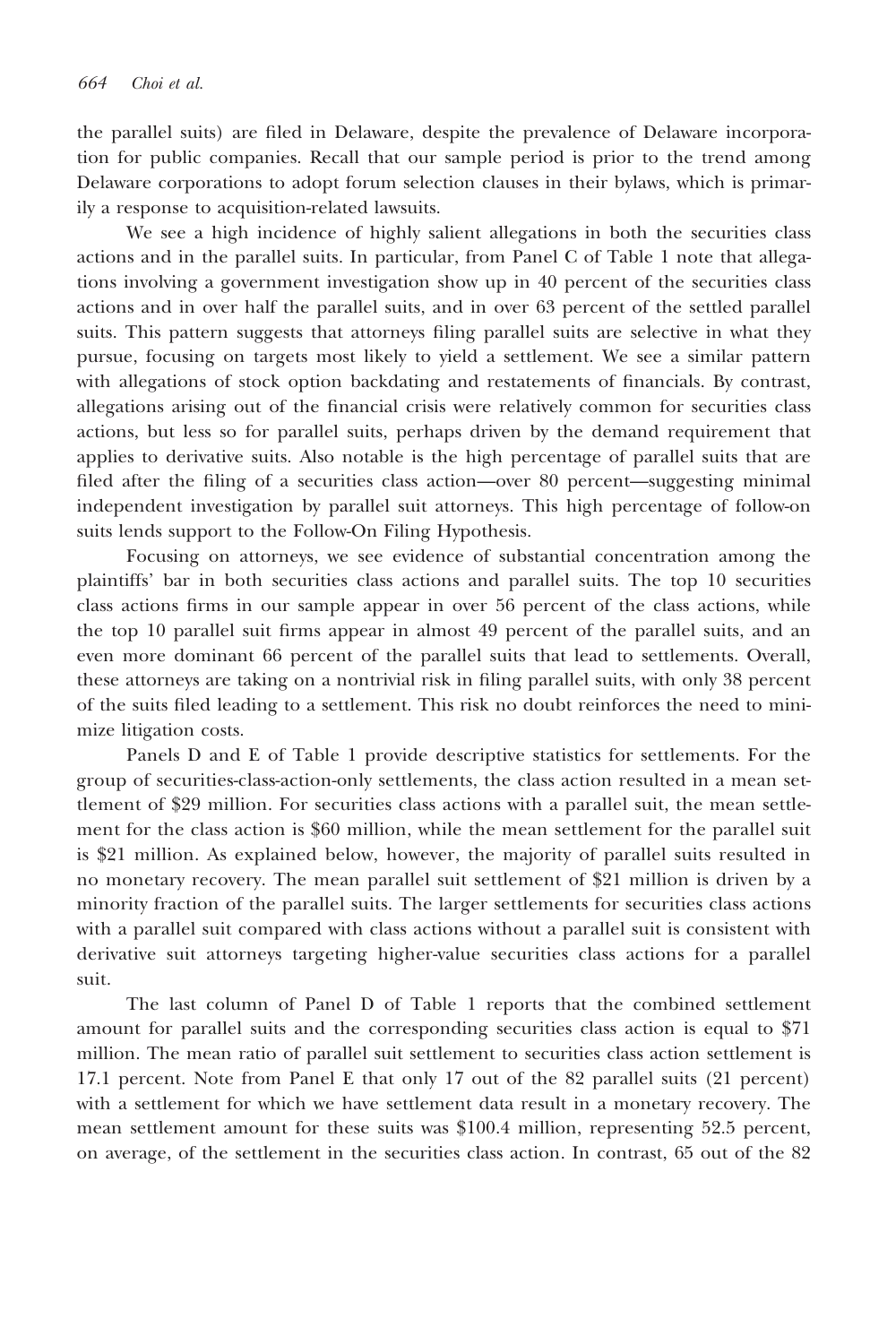the parallel suits) are filed in Delaware, despite the prevalence of Delaware incorporation for public companies. Recall that our sample period is prior to the trend among Delaware corporations to adopt forum selection clauses in their bylaws, which is primarily a response to acquisition-related lawsuits.

We see a high incidence of highly salient allegations in both the securities class actions and in the parallel suits. In particular, from Panel C of Table 1 note that allegations involving a government investigation show up in 40 percent of the securities class actions and in over half the parallel suits, and in over 63 percent of the settled parallel suits. This pattern suggests that attorneys filing parallel suits are selective in what they pursue, focusing on targets most likely to yield a settlement. We see a similar pattern with allegations of stock option backdating and restatements of financials. By contrast, allegations arising out of the financial crisis were relatively common for securities class actions, but less so for parallel suits, perhaps driven by the demand requirement that applies to derivative suits. Also notable is the high percentage of parallel suits that are filed after the filing of a securities class action—over 80 percent—suggesting minimal independent investigation by parallel suit attorneys. This high percentage of follow-on suits lends support to the Follow-On Filing Hypothesis.

Focusing on attorneys, we see evidence of substantial concentration among the plaintiffs' bar in both securities class actions and parallel suits. The top 10 securities class actions firms in our sample appear in over 56 percent of the class actions, while the top 10 parallel suit firms appear in almost 49 percent of the parallel suits, and an even more dominant 66 percent of the parallel suits that lead to settlements. Overall, these attorneys are taking on a nontrivial risk in filing parallel suits, with only 38 percent of the suits filed leading to a settlement. This risk no doubt reinforces the need to minimize litigation costs.

Panels D and E of Table 1 provide descriptive statistics for settlements. For the group of securities-class-action-only settlements, the class action resulted in a mean settlement of \$29 million. For securities class actions with a parallel suit, the mean settlement for the class action is \$60 million, while the mean settlement for the parallel suit is \$21 million. As explained below, however, the majority of parallel suits resulted in no monetary recovery. The mean parallel suit settlement of \$21 million is driven by a minority fraction of the parallel suits. The larger settlements for securities class actions with a parallel suit compared with class actions without a parallel suit is consistent with derivative suit attorneys targeting higher-value securities class actions for a parallel suit.

The last column of Panel D of Table 1 reports that the combined settlement amount for parallel suits and the corresponding securities class action is equal to \$71 million. The mean ratio of parallel suit settlement to securities class action settlement is 17.1 percent. Note from Panel E that only 17 out of the 82 parallel suits (21 percent) with a settlement for which we have settlement data result in a monetary recovery. The mean settlement amount for these suits was \$100.4 million, representing 52.5 percent, on average, of the settlement in the securities class action. In contrast, 65 out of the 82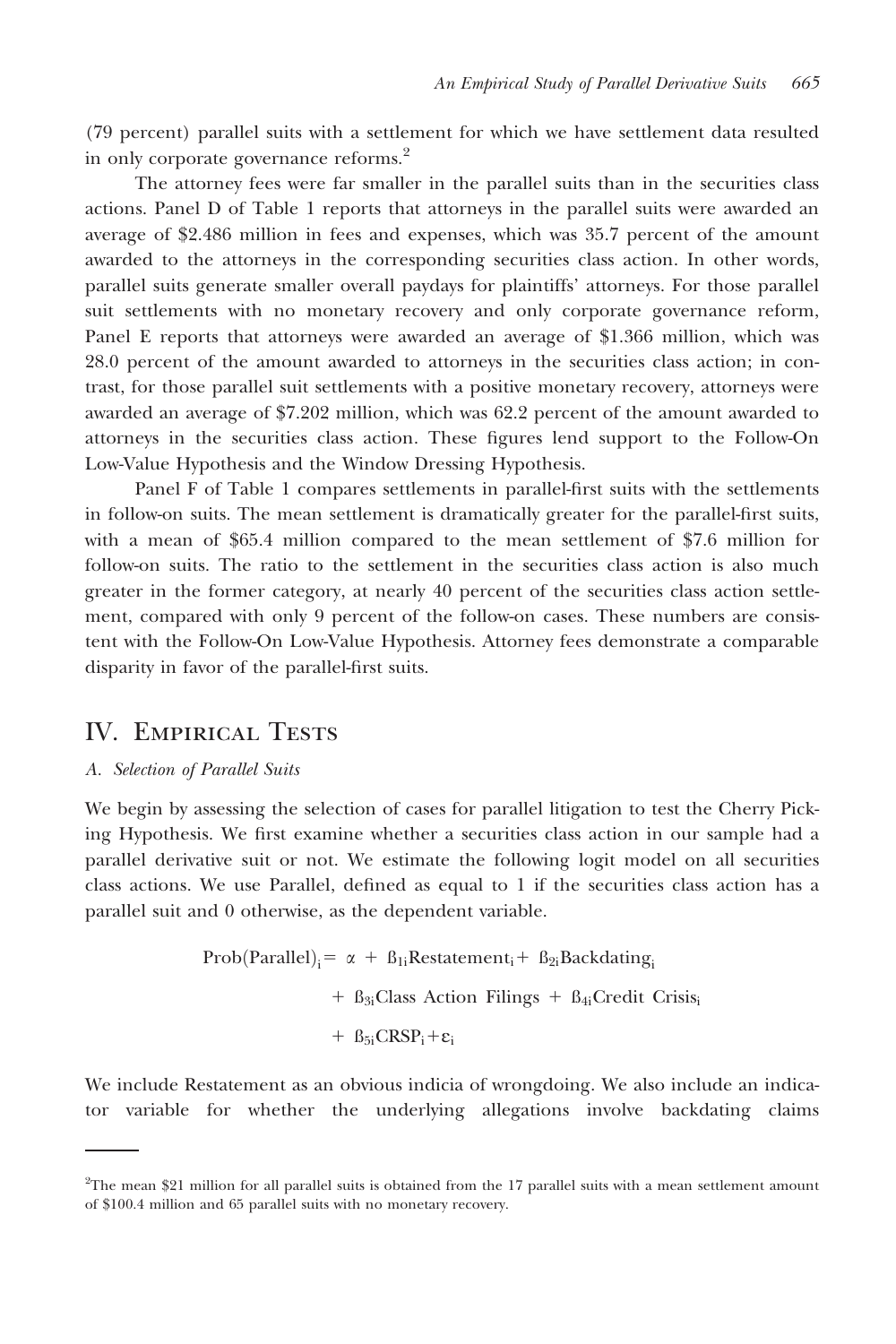(79 percent) parallel suits with a settlement for which we have settlement data resulted in only corporate governance reforms.[2]

The attorney fees were far smaller in the parallel suits than in the securities class actions. Panel D of Table 1 reports that attorneys in the parallel suits were awarded an average of \$2.486 million in fees and expenses, which was 35.7 percent of the amount awarded to the attorneys in the corresponding securities class action. In other words, parallel suits generate smaller overall paydays for plaintiffs' attorneys. For those parallel suit settlements with no monetary recovery and only corporate governance reform, Panel E reports that attorneys were awarded an average of \$1.366 million, which was 28.0 percent of the amount awarded to attorneys in the securities class action; in contrast, for those parallel suit settlements with a positive monetary recovery, attorneys were awarded an average of \$7.202 million, which was 62.2 percent of the amount awarded to attorneys in the securities class action. These figures lend support to the Follow-On Low-Value Hypothesis and the Window Dressing Hypothesis.

Panel F of Table 1 compares settlements in parallel-first suits with the settlements in follow-on suits. The mean settlement is dramatically greater for the parallel-first suits, with a mean of \$65.4 million compared to the mean settlement of \$7.6 million for follow-on suits. The ratio to the settlement in the securities class action is also much greater in the former category, at nearly 40 percent of the securities class action settlement, compared with only 9 percent of the follow-on cases. These numbers are consistent with the Follow-On Low-Value Hypothesis. Attorney fees demonstrate a comparable disparity in favor of the parallel-first suits.

## IV. Empirical Tests

### *A. Selection of Parallel Suits*

We begin by assessing the selection of cases for parallel litigation to test the Cherry Picking Hypothesis. We first examine whether a securities class action in our sample had a parallel derivative suit or not. We estimate the following logit model on all securities class actions. We use Parallel, defined as equal to 1 if the securities class action has a parallel suit and 0 otherwise, as the dependent variable.

$$\begin{aligned} \text{Prob(Parallel)}_i = \ & \alpha + \beta_{1i}\text{Restatement}_i + \beta_{2i}\text{Backdating}_i \\ & + \beta_{3i}\text{Class Action Filings} + \beta_{4i}\text{Credit Crisis}_i \\ & + \beta_{5i}\text{CRSP}_i + \varepsilon_i \end{aligned}$$

We include Restatement as an obvious indicia of wrongdoing. We also include an indicator variable for whether the underlying allegations involve backdating claims

[2]The mean \$21 million for all parallel suits is obtained from the 17 parallel suits with a mean settlement amount of \$100.4 million and 65 parallel suits with no monetary recovery.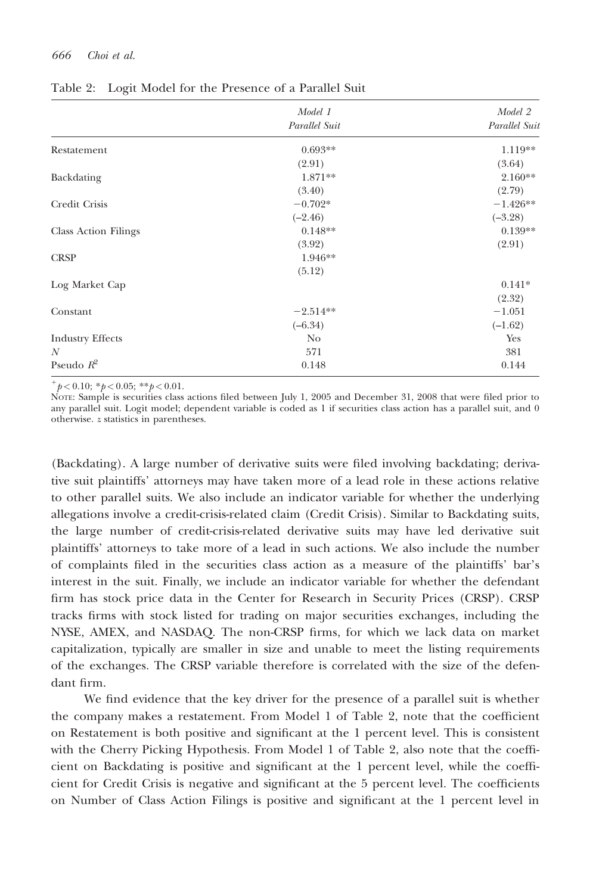Table 2: Logit Model for the Presence of a Parallel Suit

| | *Model 1* *Parallel Suit* | *Model 2* *Parallel Suit* |
|---|---|---|
| Restatement | 0.693** | 1.119** |
| | (2.91) | (3.64) |
| Backdating | 1.871** | 2.160** |
| | (3.40) | (2.79) |
| Credit Crisis | −0.702* | −1.426** |
| | (–2.46) | (–3.28) |
| Class Action Filings | 0.148** | 0.139** |
| | (3.92) | (2.91) |
| CRSP | 1.946** | |
| | (5.12) | |
| Log Market Cap | | 0.141* |
| | | (2.32) |
| Constant | −2.514** | −1.051 |
| | (–6.34) | (–1.62) |
| Industry Effects | No | Yes |
| $N$ | 571 | 381 |
| Pseudo $R^2$ | 0.148 | 0.144 |

$^+p < 0.10$; $*p < 0.05$; $**p < 0.01$.

NOTE: Sample is securities class actions filed between July 1, 2005 and December 31, 2008 that were filed prior to any parallel suit. Logit model; dependent variable is coded as 1 if securities class action has a parallel suit, and 0 otherwise. *z* statistics in parentheses.

(Backdating). A large number of derivative suits were filed involving backdating; derivative suit plaintiffs' attorneys may have taken more of a lead role in these actions relative to other parallel suits. We also include an indicator variable for whether the underlying allegations involve a credit-crisis-related claim (Credit Crisis). Similar to Backdating suits, the large number of credit-crisis-related derivative suits may have led derivative suit plaintiffs' attorneys to take more of a lead in such actions. We also include the number of complaints filed in the securities class action as a measure of the plaintiffs' bar's interest in the suit. Finally, we include an indicator variable for whether the defendant firm has stock price data in the Center for Research in Security Prices (CRSP). CRSP tracks firms with stock listed for trading on major securities exchanges, including the NYSE, AMEX, and NASDAQ. The non-CRSP firms, for which we lack data on market capitalization, typically are smaller in size and unable to meet the listing requirements of the exchanges. The CRSP variable therefore is correlated with the size of the defendant firm.

We find evidence that the key driver for the presence of a parallel suit is whether the company makes a restatement. From Model 1 of Table 2, note that the coefficient on Restatement is both positive and significant at the 1 percent level. This is consistent with the Cherry Picking Hypothesis. From Model 1 of Table 2, also note that the coefficient on Backdating is positive and significant at the 1 percent level, while the coefficient for Credit Crisis is negative and significant at the 5 percent level. The coefficients on Number of Class Action Filings is positive and significant at the 1 percent level in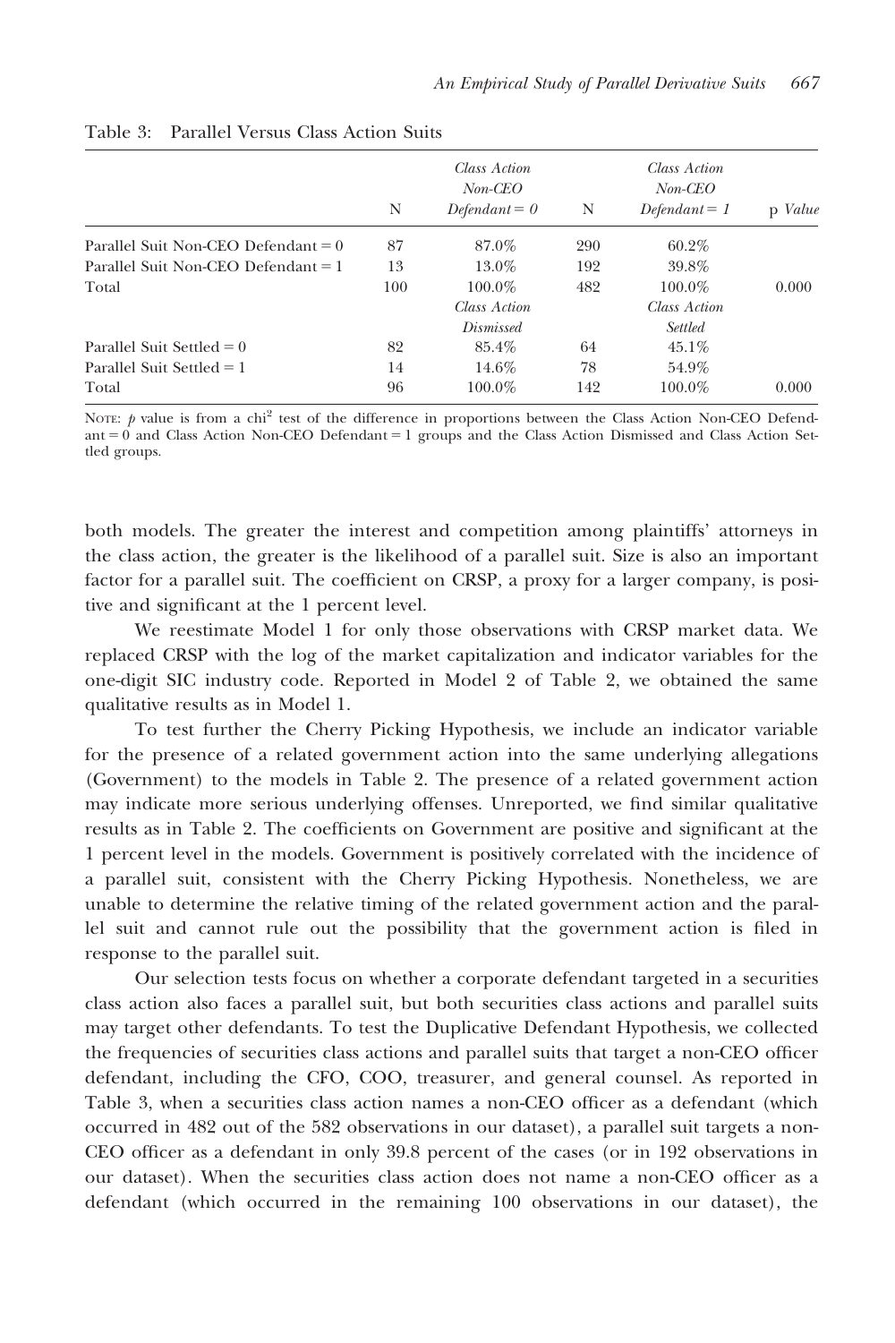Table 3: Parallel Versus Class Action Suits

| | N | *Class Action Non-CEO Defendant = 0* | N | *Class Action Non-CEO Defendant = 1* | p *Value* |
|---|---|---|---|---|---|
| Parallel Suit Non-CEO Defendant = 0 | 87 | 87.0% | 290 | 60.2% | |
| Parallel Suit Non-CEO Defendant = 1 | 13 | 13.0% | 192 | 39.8% | |
| Total | 100 | 100.0% | 482 | 100.0% | 0.000 |
| | | *Class Action Dismissed* | | *Class Action Settled* | |
| Parallel Suit Settled = 0 | 82 | 85.4% | 64 | 45.1% | |
| Parallel Suit Settled = 1 | 14 | 14.6% | 78 | 54.9% | |
| Total | 96 | 100.0% | 142 | 100.0% | 0.000 |

NOTE: $p$ value is from a chi$^2$ test of the difference in proportions between the Class Action Non-CEO Defendant = 0 and Class Action Non-CEO Defendant = 1 groups and the Class Action Dismissed and Class Action Settled groups.

both models. The greater the interest and competition among plaintiffs' attorneys in the class action, the greater is the likelihood of a parallel suit. Size is also an important factor for a parallel suit. The coefficient on CRSP, a proxy for a larger company, is positive and significant at the 1 percent level.

We reestimate Model 1 for only those observations with CRSP market data. We replaced CRSP with the log of the market capitalization and indicator variables for the one-digit SIC industry code. Reported in Model 2 of Table 2, we obtained the same qualitative results as in Model 1.

To test further the Cherry Picking Hypothesis, we include an indicator variable for the presence of a related government action into the same underlying allegations (Government) to the models in Table 2. The presence of a related government action may indicate more serious underlying offenses. Unreported, we find similar qualitative results as in Table 2. The coefficients on Government are positive and significant at the 1 percent level in the models. Government is positively correlated with the incidence of a parallel suit, consistent with the Cherry Picking Hypothesis. Nonetheless, we are unable to determine the relative timing of the related government action and the parallel suit and cannot rule out the possibility that the government action is filed in response to the parallel suit.

Our selection tests focus on whether a corporate defendant targeted in a securities class action also faces a parallel suit, but both securities class actions and parallel suits may target other defendants. To test the Duplicative Defendant Hypothesis, we collected the frequencies of securities class actions and parallel suits that target a non-CEO officer defendant, including the CFO, COO, treasurer, and general counsel. As reported in Table 3, when a securities class action names a non-CEO officer as a defendant (which occurred in 482 out of the 582 observations in our dataset), a parallel suit targets a non-CEO officer as a defendant in only 39.8 percent of the cases (or in 192 observations in our dataset). When the securities class action does not name a non-CEO officer as a defendant (which occurred in the remaining 100 observations in our dataset), the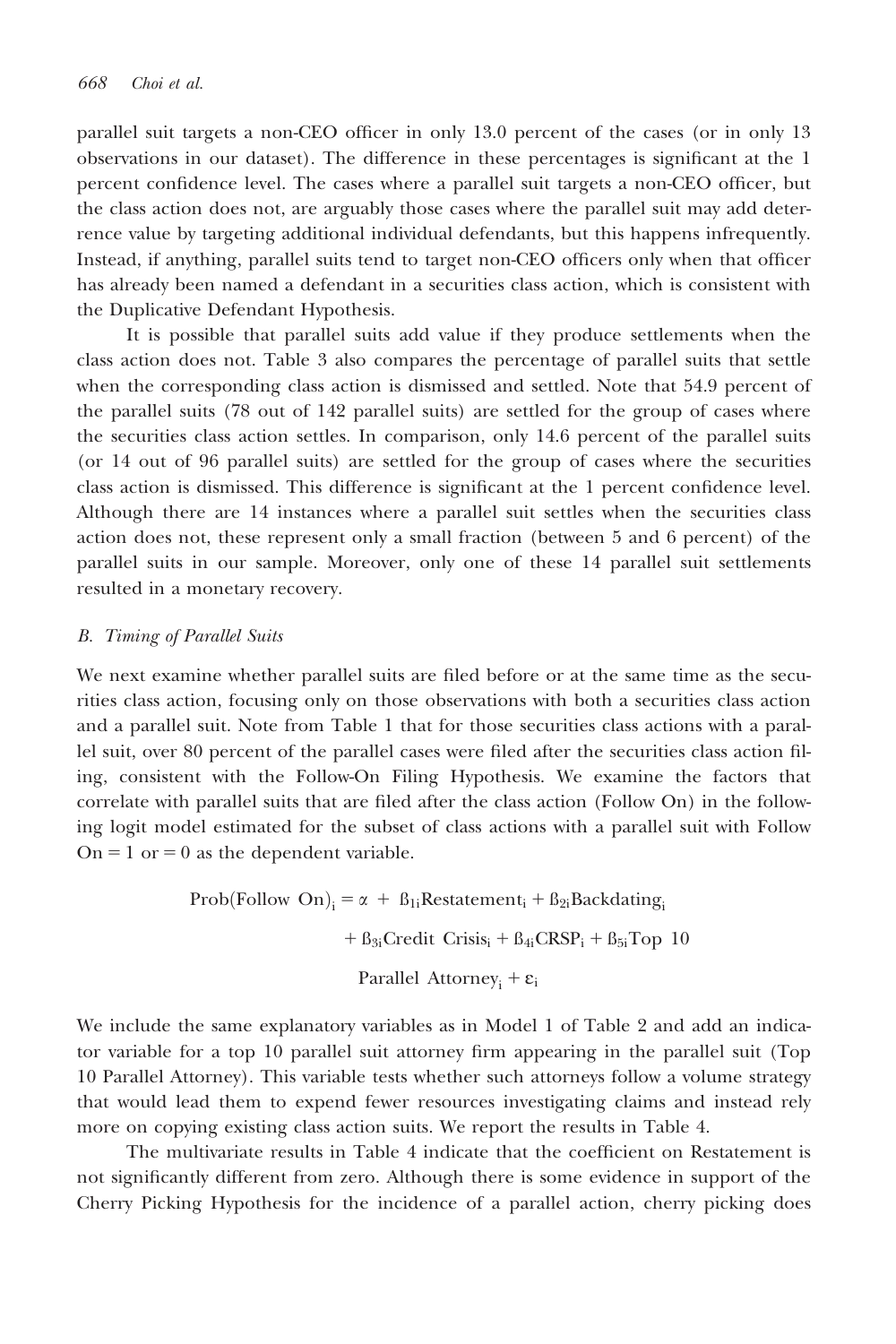parallel suit targets a non-CEO officer in only 13.0 percent of the cases (or in only 13 observations in our dataset). The difference in these percentages is significant at the 1 percent confidence level. The cases where a parallel suit targets a non-CEO officer, but the class action does not, are arguably those cases where the parallel suit may add deterrence value by targeting additional individual defendants, but this happens infrequently. Instead, if anything, parallel suits tend to target non-CEO officers only when that officer has already been named a defendant in a securities class action, which is consistent with the Duplicative Defendant Hypothesis.

It is possible that parallel suits add value if they produce settlements when the class action does not. Table 3 also compares the percentage of parallel suits that settle when the corresponding class action is dismissed and settled. Note that 54.9 percent of the parallel suits (78 out of 142 parallel suits) are settled for the group of cases where the securities class action settles. In comparison, only 14.6 percent of the parallel suits (or 14 out of 96 parallel suits) are settled for the group of cases where the securities class action is dismissed. This difference is significant at the 1 percent confidence level. Although there are 14 instances where a parallel suit settles when the securities class action does not, these represent only a small fraction (between 5 and 6 percent) of the parallel suits in our sample. Moreover, only one of these 14 parallel suit settlements resulted in a monetary recovery.

### *B. Timing of Parallel Suits*

We next examine whether parallel suits are filed before or at the same time as the securities class action, focusing only on those observations with both a securities class action and a parallel suit. Note from Table 1 that for those securities class actions with a parallel suit, over 80 percent of the parallel cases were filed after the securities class action filing, consistent with the Follow-On Filing Hypothesis. We examine the factors that correlate with parallel suits that are filed after the class action (Follow On) in the following logit model estimated for the subset of class actions with a parallel suit with Follow On = 1 or = 0 as the dependent variable.

$$\text{Prob(Follow On)}_i = \alpha + \beta_{1i}\text{Restatement}_i + \beta_{2i}\text{Backdating}_i + \beta_{3i}\text{Credit Crisis}_i + \beta_{4i}\text{CRSP}_i + \beta_{5i}\text{Top 10 Parallel Attorney}_i + \varepsilon_i$$

We include the same explanatory variables as in Model 1 of Table 2 and add an indicator variable for a top 10 parallel suit attorney firm appearing in the parallel suit (Top 10 Parallel Attorney). This variable tests whether such attorneys follow a volume strategy that would lead them to expend fewer resources investigating claims and instead rely more on copying existing class action suits. We report the results in Table 4.

The multivariate results in Table 4 indicate that the coefficient on Restatement is not significantly different from zero. Although there is some evidence in support of the Cherry Picking Hypothesis for the incidence of a parallel action, cherry picking does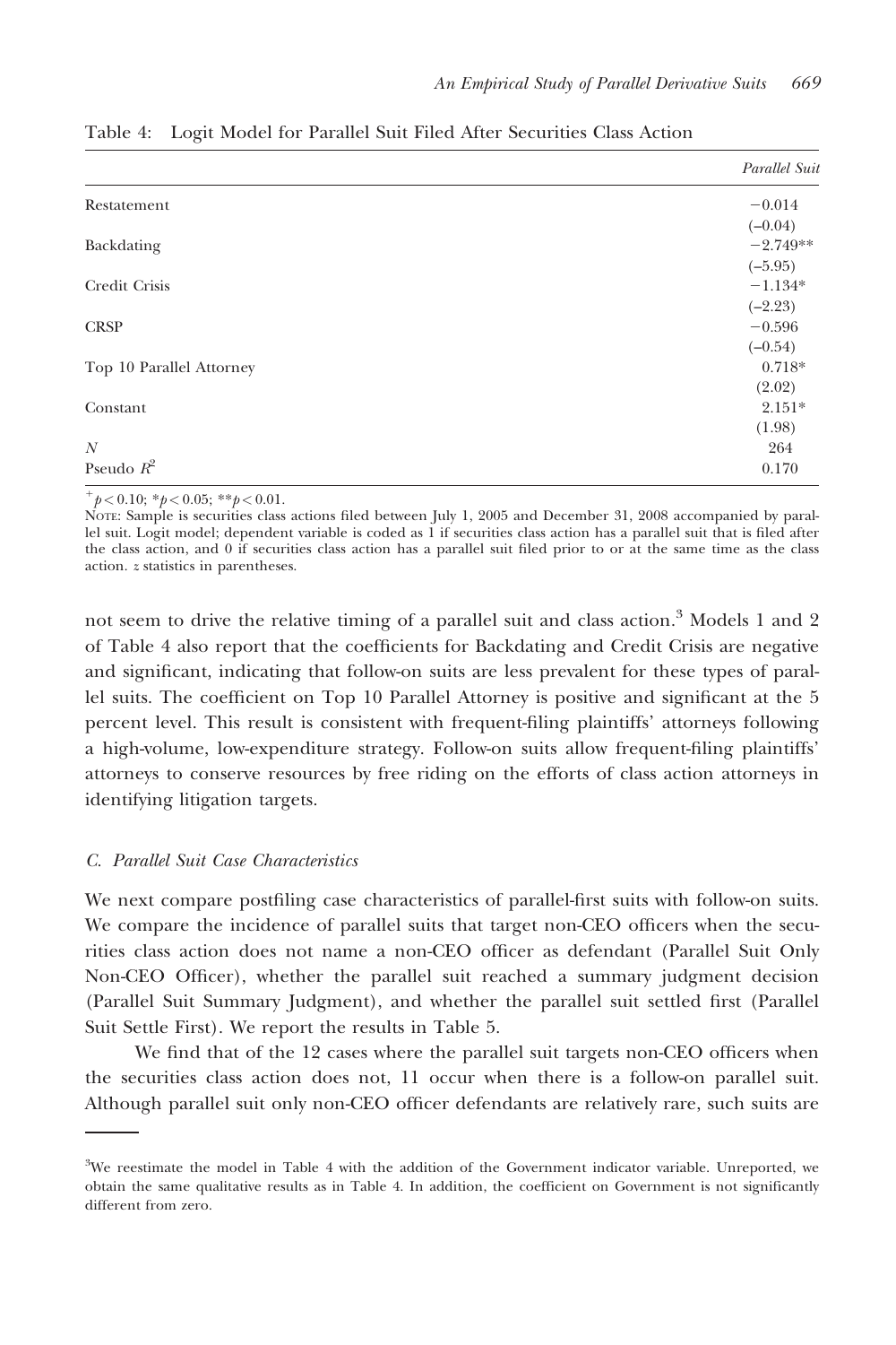Table 4: Logit Model for Parallel Suit Filed After Securities Class Action

| | *Parallel Suit* |
|---|---|
| Restatement | −0.014 |
| | (−0.04) |
| Backdating | −2.749** |
| | (−5.95) |
| Credit Crisis | −1.134* |
| | (−2.23) |
| CRSP | −0.596 |
| | (−0.54) |
| Top 10 Parallel Attorney | 0.718* |
| | (2.02) |
| Constant | 2.151* |
| | (1.98) |
| $N$ | 264 |
| Pseudo $R^2$ | 0.170 |

$^{+}p < 0.10$; $*p < 0.05$; $**p < 0.01$.

NOTE: Sample is securities class actions filed between July 1, 2005 and December 31, 2008 accompanied by parallel suit. Logit model; dependent variable is coded as 1 if securities class action has a parallel suit that is filed after the class action, and 0 if securities class action has a parallel suit filed prior to or at the same time as the class action. *z* statistics in parentheses.

not seem to drive the relative timing of a parallel suit and class action.[3] Models 1 and 2 of Table 4 also report that the coefficients for Backdating and Credit Crisis are negative and significant, indicating that follow-on suits are less prevalent for these types of parallel suits. The coefficient on Top 10 Parallel Attorney is positive and significant at the 5 percent level. This result is consistent with frequent-filing plaintiffs' attorneys following a high-volume, low-expenditure strategy. Follow-on suits allow frequent-filing plaintiffs' attorneys to conserve resources by free riding on the efforts of class action attorneys in identifying litigation targets.

### *C. Parallel Suit Case Characteristics*

We next compare postfiling case characteristics of parallel-first suits with follow-on suits. We compare the incidence of parallel suits that target non-CEO officers when the securities class action does not name a non-CEO officer as defendant (Parallel Suit Only Non-CEO Officer), whether the parallel suit reached a summary judgment decision (Parallel Suit Summary Judgment), and whether the parallel suit settled first (Parallel Suit Settle First). We report the results in Table 5.

We find that of the 12 cases where the parallel suit targets non-CEO officers when the securities class action does not, 11 occur when there is a follow-on parallel suit. Although parallel suit only non-CEO officer defendants are relatively rare, such suits are

[3]We reestimate the model in Table 4 with the addition of the Government indicator variable. Unreported, we obtain the same qualitative results as in Table 4. In addition, the coefficient on Government is not significantly different from zero.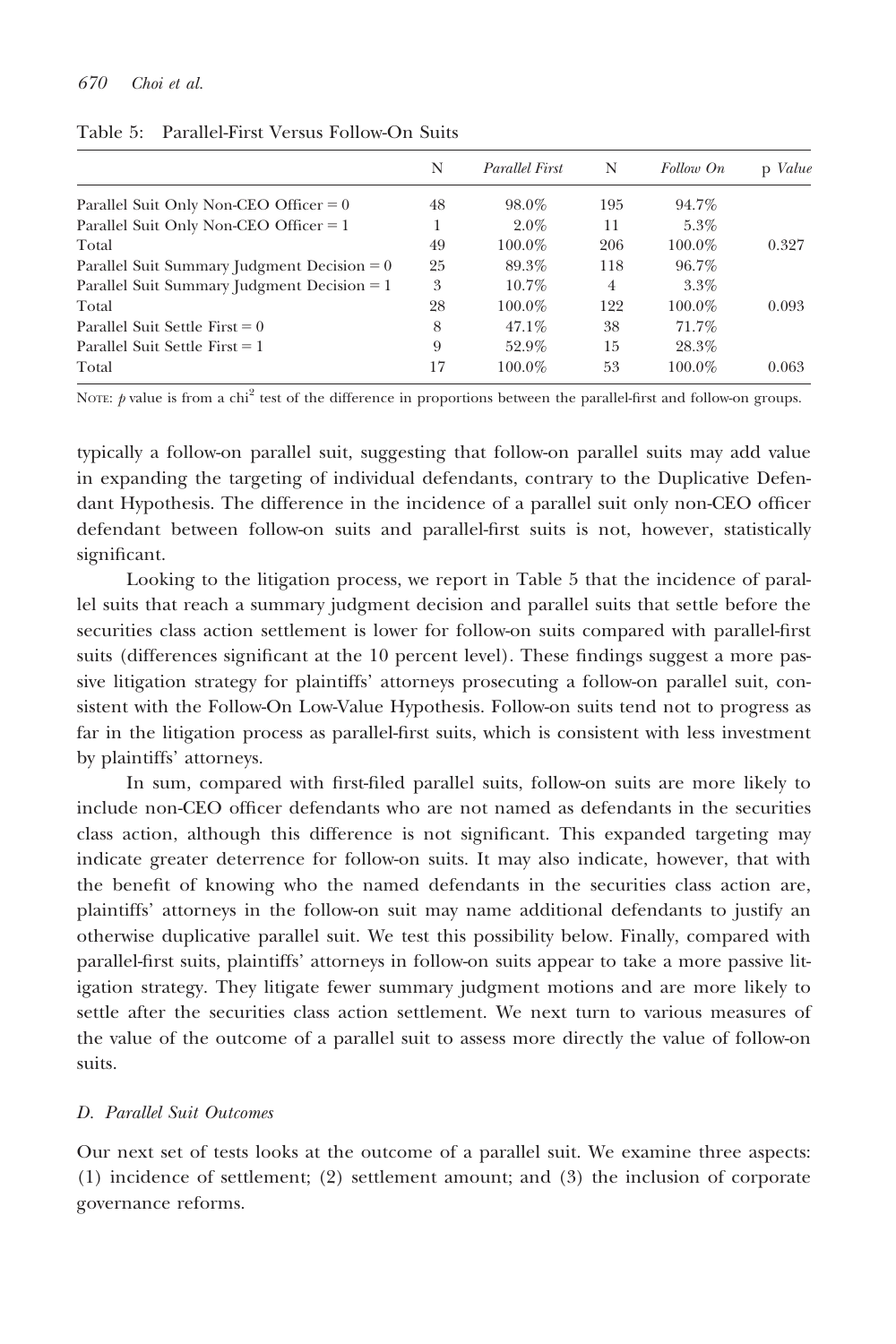Table 5: Parallel-First Versus Follow-On Suits

| | N | *Parallel First* | N | *Follow On* | p *Value* |
|---|---|---|---|---|---|
| Parallel Suit Only Non-CEO Officer = 0 | 48 | 98.0% | 195 | 94.7% | |
| Parallel Suit Only Non-CEO Officer = 1 | 1 | 2.0% | 11 | 5.3% | |
| Total | 49 | 100.0% | 206 | 100.0% | 0.327 |
| Parallel Suit Summary Judgment Decision = 0 | 25 | 89.3% | 118 | 96.7% | |
| Parallel Suit Summary Judgment Decision = 1 | 3 | 10.7% | 4 | 3.3% | |
| Total | 28 | 100.0% | 122 | 100.0% | 0.093 |
| Parallel Suit Settle First = 0 | 8 | 47.1% | 38 | 71.7% | |
| Parallel Suit Settle First = 1 | 9 | 52.9% | 15 | 28.3% | |
| Total | 17 | 100.0% | 53 | 100.0% | 0.063 |

NOTE: $p$ value is from a $chi^2$ test of the difference in proportions between the parallel-first and follow-on groups.

typically a follow-on parallel suit, suggesting that follow-on parallel suits may add value in expanding the targeting of individual defendants, contrary to the Duplicative Defendant Hypothesis. The difference in the incidence of a parallel suit only non-CEO officer defendant between follow-on suits and parallel-first suits is not, however, statistically significant.

Looking to the litigation process, we report in Table 5 that the incidence of parallel suits that reach a summary judgment decision and parallel suits that settle before the securities class action settlement is lower for follow-on suits compared with parallel-first suits (differences significant at the 10 percent level). These findings suggest a more passive litigation strategy for plaintiffs' attorneys prosecuting a follow-on parallel suit, consistent with the Follow-On Low-Value Hypothesis. Follow-on suits tend not to progress as far in the litigation process as parallel-first suits, which is consistent with less investment by plaintiffs' attorneys.

In sum, compared with first-filed parallel suits, follow-on suits are more likely to include non-CEO officer defendants who are not named as defendants in the securities class action, although this difference is not significant. This expanded targeting may indicate greater deterrence for follow-on suits. It may also indicate, however, that with the benefit of knowing who the named defendants in the securities class action are, plaintiffs' attorneys in the follow-on suit may name additional defendants to justify an otherwise duplicative parallel suit. We test this possibility below. Finally, compared with parallel-first suits, plaintiffs' attorneys in follow-on suits appear to take a more passive litigation strategy. They litigate fewer summary judgment motions and are more likely to settle after the securities class action settlement. We next turn to various measures of the value of the outcome of a parallel suit to assess more directly the value of follow-on suits.

### *D. Parallel Suit Outcomes*

Our next set of tests looks at the outcome of a parallel suit. We examine three aspects: (1) incidence of settlement; (2) settlement amount; and (3) the inclusion of corporate governance reforms.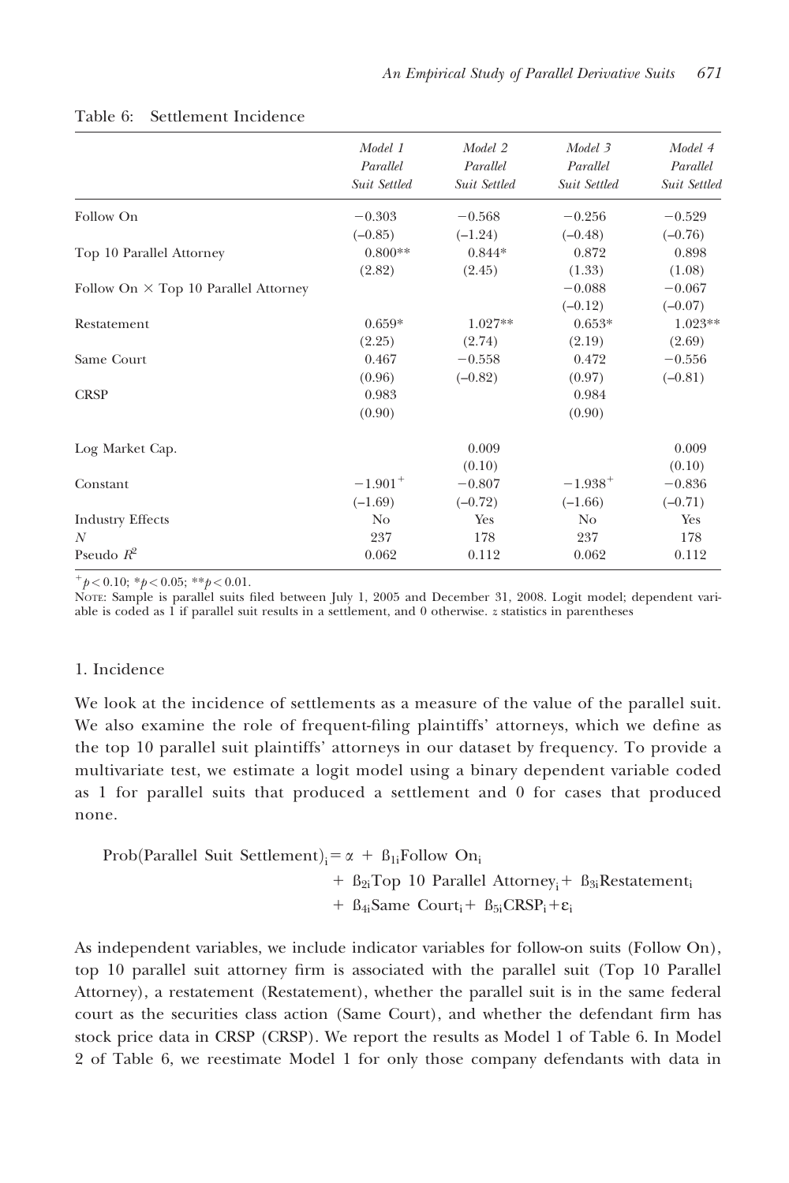Table 6: Settlement Incidence

| | *Model 1* *Parallel* *Suit Settled* | *Model 2* *Parallel* *Suit Settled* | *Model 3* *Parallel* *Suit Settled* | *Model 4* *Parallel* *Suit Settled* |
|---|---|---|---|---|
| Follow On | −0.303 | −0.568 | −0.256 | −0.529 |
| | (−0.85) | (−1.24) | (−0.48) | (−0.76) |
| Top 10 Parallel Attorney | 0.800** | 0.844* | 0.872 | 0.898 |
| | (2.82) | (2.45) | (1.33) | (1.08) |
| Follow On × Top 10 Parallel Attorney | | | −0.088 | −0.067 |
| | | | (−0.12) | (−0.07) |
| Restatement | 0.659* | 1.027** | 0.653* | 1.023** |
| | (2.25) | (2.74) | (2.19) | (2.69) |
| Same Court | 0.467 | −0.558 | 0.472 | −0.556 |
| | (0.96) | (−0.82) | (0.97) | (−0.81) |
| CRSP | 0.983 | | 0.984 | |
| | (0.90) | | (0.90) | |
| Log Market Cap. | | 0.009 | | 0.009 |
| | | (0.10) | | (0.10) |
| Constant | $-1.901^{+}$ | −0.807 | $-1.938^{+}$ | −0.836 |
| | (−1.69) | (−0.72) | (−1.66) | (−0.71) |
| Industry Effects | No | Yes | No | Yes |
| $N$ | 237 | 178 | 237 | 178 |
| Pseudo $R^2$ | 0.062 | 0.112 | 0.062 | 0.112 |

$^{+}p < 0.10$; $^{*}p < 0.05$; $^{**}p < 0.01$.

NOTE: Sample is parallel suits filed between July 1, 2005 and December 31, 2008. Logit model; dependent variable is coded as 1 if parallel suit results in a settlement, and 0 otherwise. $z$ statistics in parentheses

1. Incidence

We look at the incidence of settlements as a measure of the value of the parallel suit. We also examine the role of frequent-filing plaintiffs' attorneys, which we define as the top 10 parallel suit plaintiffs' attorneys in our dataset by frequency. To provide a multivariate test, we estimate a logit model using a binary dependent variable coded as 1 for parallel suits that produced a settlement and 0 for cases that produced none.

$$\begin{aligned}\text{Prob(Parallel Suit Settlement)}_i = \alpha &+ \beta_{1i}\text{Follow On}_i \\ &+ \beta_{2i}\text{Top 10 Parallel Attorney}_i + \beta_{3i}\text{Restatement}_i \\ &+ \beta_{4i}\text{Same Court}_i + \beta_{5i}\text{CRSP}_i + \varepsilon_i\end{aligned}$$

As independent variables, we include indicator variables for follow-on suits (Follow On), top 10 parallel suit attorney firm is associated with the parallel suit (Top 10 Parallel Attorney), a restatement (Restatement), whether the parallel suit is in the same federal court as the securities class action (Same Court), and whether the defendant firm has stock price data in CRSP (CRSP). We report the results as Model 1 of Table 6. In Model 2 of Table 6, we reestimate Model 1 for only those company defendants with data in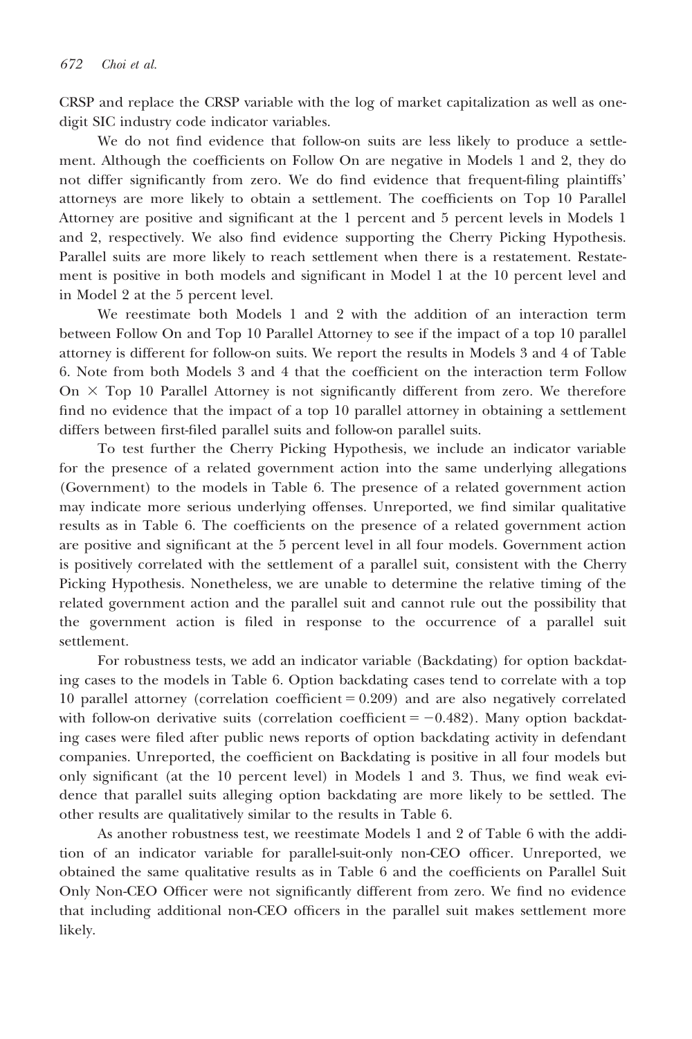CRSP and replace the CRSP variable with the log of market capitalization as well as one-digit SIC industry code indicator variables.

We do not find evidence that follow-on suits are less likely to produce a settlement. Although the coefficients on Follow On are negative in Models 1 and 2, they do not differ significantly from zero. We do find evidence that frequent-filing plaintiffs' attorneys are more likely to obtain a settlement. The coefficients on Top 10 Parallel Attorney are positive and significant at the 1 percent and 5 percent levels in Models 1 and 2, respectively. We also find evidence supporting the Cherry Picking Hypothesis. Parallel suits are more likely to reach settlement when there is a restatement. Restatement is positive in both models and significant in Model 1 at the 10 percent level and in Model 2 at the 5 percent level.

We reestimate both Models 1 and 2 with the addition of an interaction term between Follow On and Top 10 Parallel Attorney to see if the impact of a top 10 parallel attorney is different for follow-on suits. We report the results in Models 3 and 4 of Table 6. Note from both Models 3 and 4 that the coefficient on the interaction term Follow On $\times$ Top 10 Parallel Attorney is not significantly different from zero. We therefore find no evidence that the impact of a top 10 parallel attorney in obtaining a settlement differs between first-filed parallel suits and follow-on parallel suits.

To test further the Cherry Picking Hypothesis, we include an indicator variable for the presence of a related government action into the same underlying allegations (Government) to the models in Table 6. The presence of a related government action may indicate more serious underlying offenses. Unreported, we find similar qualitative results as in Table 6. The coefficients on the presence of a related government action are positive and significant at the 5 percent level in all four models. Government action is positively correlated with the settlement of a parallel suit, consistent with the Cherry Picking Hypothesis. Nonetheless, we are unable to determine the relative timing of the related government action and the parallel suit and cannot rule out the possibility that the government action is filed in response to the occurrence of a parallel suit settlement.

For robustness tests, we add an indicator variable (Backdating) for option backdating cases to the models in Table 6. Option backdating cases tend to correlate with a top 10 parallel attorney (correlation coefficient = 0.209) and are also negatively correlated with follow-on derivative suits (correlation coefficient = −0.482). Many option backdating cases were filed after public news reports of option backdating activity in defendant companies. Unreported, the coefficient on Backdating is positive in all four models but only significant (at the 10 percent level) in Models 1 and 3. Thus, we find weak evidence that parallel suits alleging option backdating are more likely to be settled. The other results are qualitatively similar to the results in Table 6.

As another robustness test, we reestimate Models 1 and 2 of Table 6 with the addition of an indicator variable for parallel-suit-only non-CEO officer. Unreported, we obtained the same qualitative results as in Table 6 and the coefficients on Parallel Suit Only Non-CEO Officer were not significantly different from zero. We find no evidence that including additional non-CEO officers in the parallel suit makes settlement more likely.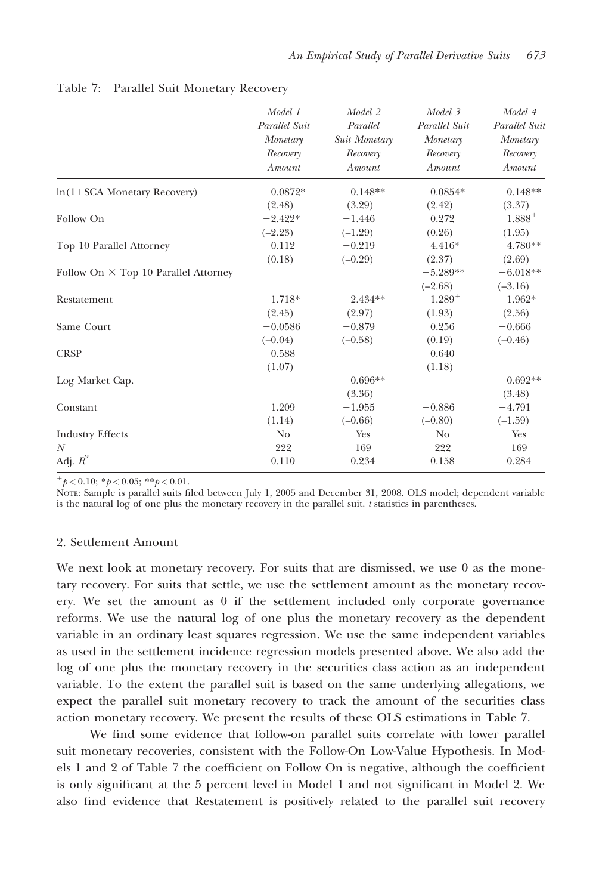Table 7: Parallel Suit Monetary Recovery

| | *Model 1 Parallel Suit Monetary Recovery Amount* | *Model 2 Parallel Suit Monetary Recovery Amount* | *Model 3 Parallel Suit Monetary Recovery Amount* | *Model 4 Parallel Suit Monetary Recovery Amount* |
|---|---|---|---|---|
| ln(1+SCA Monetary Recovery) | 0.0872* | 0.148** | 0.0854* | 0.148** |
| | (2.48) | (3.29) | (2.42) | (3.37) |
| Follow On | −2.422* | −1.446 | 0.272 | 1.888$^{+}$ |
| | (−2.23) | (−1.29) | (0.26) | (1.95) |
| Top 10 Parallel Attorney | 0.112 | −0.219 | 4.416* | 4.780** |
| | (0.18) | (−0.29) | (2.37) | (2.69) |
| Follow On × Top 10 Parallel Attorney | | | −5.289** | −6.018** |
| | | | (−2.68) | (−3.16) |
| Restatement | 1.718* | 2.434** | 1.289$^{+}$ | 1.962* |
| | (2.45) | (2.97) | (1.93) | (2.56) |
| Same Court | −0.0586 | −0.879 | 0.256 | −0.666 |
| | (−0.04) | (−0.58) | (0.19) | (−0.46) |
| CRSP | 0.588 | | 0.640 | |
| | (1.07) | | (1.18) | |
| Log Market Cap. | | 0.696** | | 0.692** |
| | | (3.36) | | (3.48) |
| Constant | 1.209 | −1.955 | −0.886 | −4.791 |
| | (1.14) | (−0.66) | (−0.80) | (−1.59) |
| Industry Effects | No | Yes | No | Yes |
| $N$ | 222 | 169 | 222 | 169 |
| Adj. $R^2$ | 0.110 | 0.234 | 0.158 | 0.284 |

$^{+}p < 0.10$; $^{*}p < 0.05$; $^{**}p < 0.01$.

NOTE: Sample is parallel suits filed between July 1, 2005 and December 31, 2008. OLS model; dependent variable is the natural log of one plus the monetary recovery in the parallel suit. $t$ statistics in parentheses.

2. Settlement Amount

We next look at monetary recovery. For suits that are dismissed, we use 0 as the monetary recovery. For suits that settle, we use the settlement amount as the monetary recovery. We set the amount as 0 if the settlement included only corporate governance reforms. We use the natural log of one plus the monetary recovery as the dependent variable in an ordinary least squares regression. We use the same independent variables as used in the settlement incidence regression models presented above. We also add the log of one plus the monetary recovery in the securities class action as an independent variable. To the extent the parallel suit is based on the same underlying allegations, we expect the parallel suit monetary recovery to track the amount of the securities class action monetary recovery. We present the results of these OLS estimations in Table 7.

We find some evidence that follow-on parallel suits correlate with lower parallel suit monetary recoveries, consistent with the Follow-On Low-Value Hypothesis. In Models 1 and 2 of Table 7 the coefficient on Follow On is negative, although the coefficient is only significant at the 5 percent level in Model 1 and not significant in Model 2. We also find evidence that Restatement is positively related to the parallel suit recovery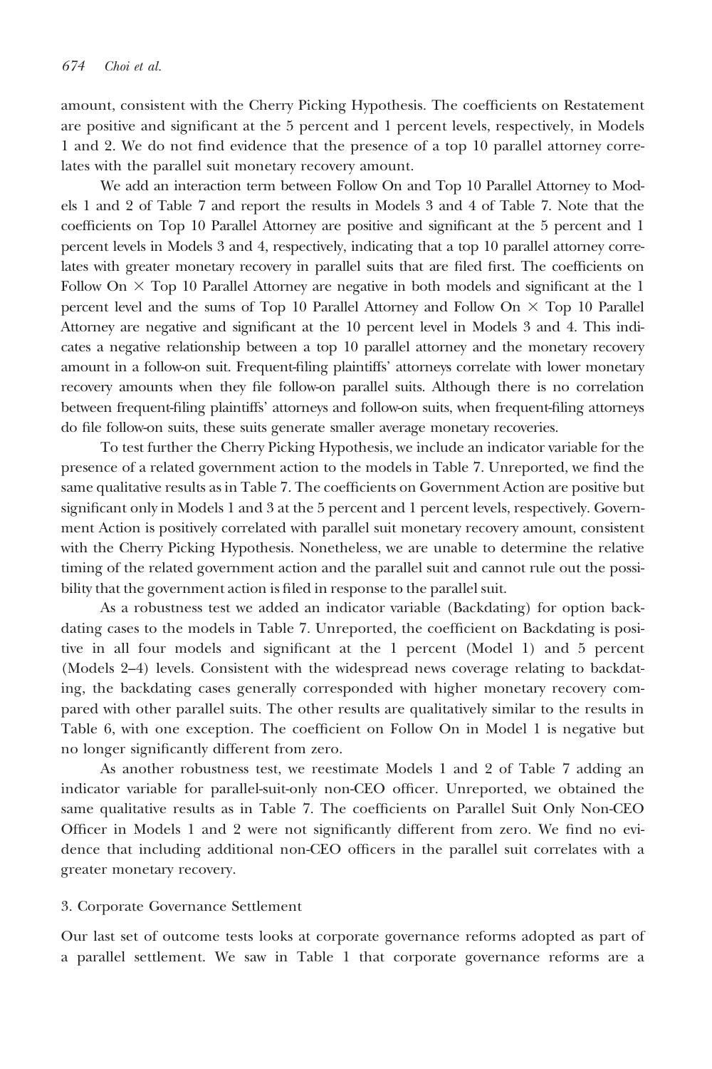amount, consistent with the Cherry Picking Hypothesis. The coefficients on Restatement are positive and significant at the 5 percent and 1 percent levels, respectively, in Models 1 and 2. We do not find evidence that the presence of a top 10 parallel attorney correlates with the parallel suit monetary recovery amount.

We add an interaction term between Follow On and Top 10 Parallel Attorney to Models 1 and 2 of Table 7 and report the results in Models 3 and 4 of Table 7. Note that the coefficients on Top 10 Parallel Attorney are positive and significant at the 5 percent and 1 percent levels in Models 3 and 4, respectively, indicating that a top 10 parallel attorney correlates with greater monetary recovery in parallel suits that are filed first. The coefficients on Follow On × Top 10 Parallel Attorney are negative in both models and significant at the 1 percent level and the sums of Top 10 Parallel Attorney and Follow On × Top 10 Parallel Attorney are negative and significant at the 10 percent level in Models 3 and 4. This indicates a negative relationship between a top 10 parallel attorney and the monetary recovery amount in a follow-on suit. Frequent-filing plaintiffs' attorneys correlate with lower monetary recovery amounts when they file follow-on parallel suits. Although there is no correlation between frequent-filing plaintiffs' attorneys and follow-on suits, when frequent-filing attorneys do file follow-on suits, these suits generate smaller average monetary recoveries.

To test further the Cherry Picking Hypothesis, we include an indicator variable for the presence of a related government action to the models in Table 7. Unreported, we find the same qualitative results as in Table 7. The coefficients on Government Action are positive but significant only in Models 1 and 3 at the 5 percent and 1 percent levels, respectively. Government Action is positively correlated with parallel suit monetary recovery amount, consistent with the Cherry Picking Hypothesis. Nonetheless, we are unable to determine the relative timing of the related government action and the parallel suit and cannot rule out the possibility that the government action is filed in response to the parallel suit.

As a robustness test we added an indicator variable (Backdating) for option backdating cases to the models in Table 7. Unreported, the coefficient on Backdating is positive in all four models and significant at the 1 percent (Model 1) and 5 percent (Models 2–4) levels. Consistent with the widespread news coverage relating to backdating, the backdating cases generally corresponded with higher monetary recovery compared with other parallel suits. The other results are qualitatively similar to the results in Table 6, with one exception. The coefficient on Follow On in Model 1 is negative but no longer significantly different from zero.

As another robustness test, we reestimate Models 1 and 2 of Table 7 adding an indicator variable for parallel-suit-only non-CEO officer. Unreported, we obtained the same qualitative results as in Table 7. The coefficients on Parallel Suit Only Non-CEO Officer in Models 1 and 2 were not significantly different from zero. We find no evidence that including additional non-CEO officers in the parallel suit correlates with a greater monetary recovery.

### 3. Corporate Governance Settlement

Our last set of outcome tests looks at corporate governance reforms adopted as part of a parallel settlement. We saw in Table 1 that corporate governance reforms are a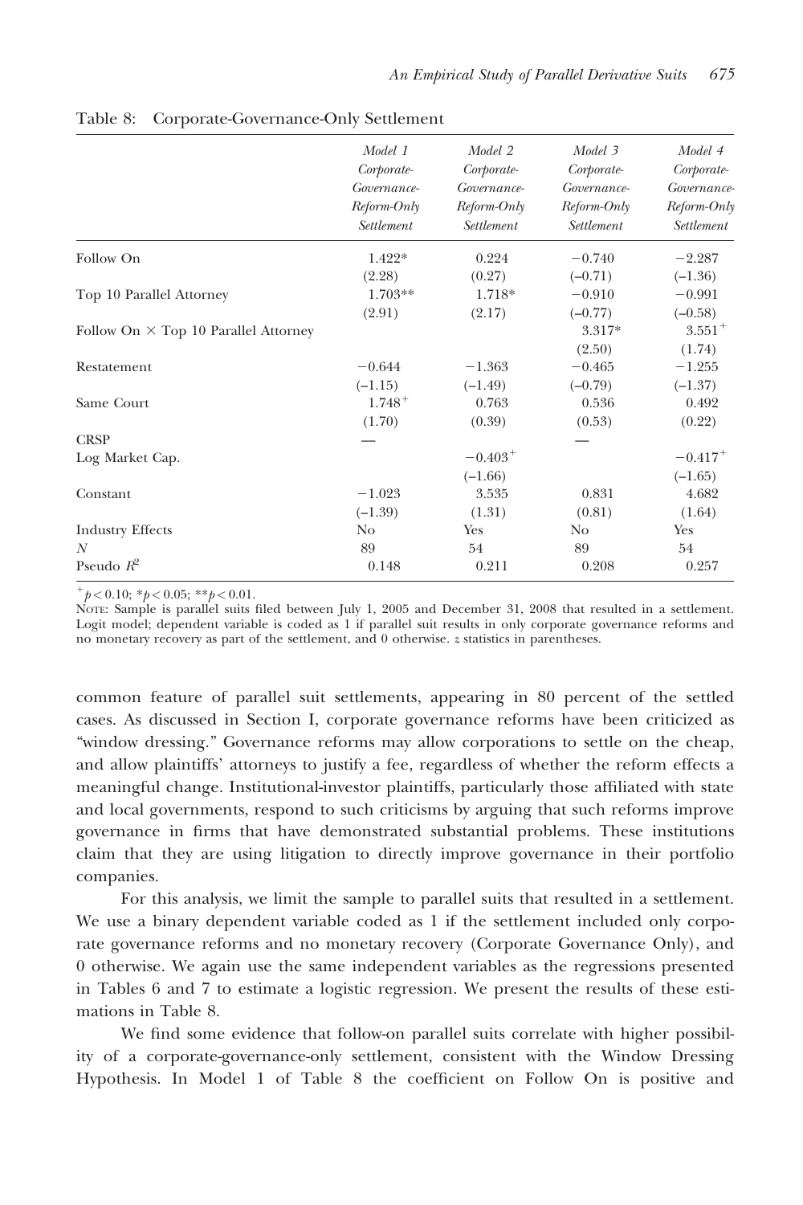Table 8: Corporate-Governance-Only Settlement

| | *Model 1 Corporate-Governance-Reform-Only Settlement* | *Model 2 Corporate-Governance-Reform-Only Settlement* | *Model 3 Corporate-Governance-Reform-Only Settlement* | *Model 4 Corporate-Governance-Reform-Only Settlement* |
|---|---|---|---|---|
| Follow On | 1.422* | 0.224 | −0.740 | −2.287 |
| | (2.28) | (0.27) | (−0.71) | (−1.36) |
| Top 10 Parallel Attorney | 1.703** | 1.718* | −0.910 | −0.991 |
| | (2.91) | (2.17) | (−0.77) | (−0.58) |
| Follow On × Top 10 Parallel Attorney | | | 3.317* | $3.551^+$ |
| | | | (2.50) | (1.74) |
| Restatement | −0.644 | −1.363 | −0.465 | −1.255 |
| | (−1.15) | (−1.49) | (−0.79) | (−1.37) |
| Same Court | $1.748^+$ | 0.763 | 0.536 | 0.492 |
| | (1.70) | (0.39) | (0.53) | (0.22) |
| CRSP | — | | — | |
| Log Market Cap. | | $-0.403^+$ | | $-0.417^+$ |
| | | (−1.66) | | (−1.65) |
| Constant | −1.023 | 3.535 | 0.831 | 4.682 |
| | (−1.39) | (1.31) | (0.81) | (1.64) |
| Industry Effects | No | Yes | No | Yes |
| $N$ | 89 | 54 | 89 | 54 |
| Pseudo $R^2$ | 0.148 | 0.211 | 0.208 | 0.257 |

$^+p < 0.10$; $*p < 0.05$; $**p < 0.01$.

Note: Sample is parallel suits filed between July 1, 2005 and December 31, 2008 that resulted in a settlement. Logit model; dependent variable is coded as 1 if parallel suit results in only corporate governance reforms and no monetary recovery as part of the settlement, and 0 otherwise. *z* statistics in parentheses.

common feature of parallel suit settlements, appearing in 80 percent of the settled cases. As discussed in Section I, corporate governance reforms have been criticized as "window dressing." Governance reforms may allow corporations to settle on the cheap, and allow plaintiffs' attorneys to justify a fee, regardless of whether the reform effects a meaningful change. Institutional-investor plaintiffs, particularly those affiliated with state and local governments, respond to such criticisms by arguing that such reforms improve governance in firms that have demonstrated substantial problems. These institutions claim that they are using litigation to directly improve governance in their portfolio companies.

For this analysis, we limit the sample to parallel suits that resulted in a settlement. We use a binary dependent variable coded as 1 if the settlement included only corporate governance reforms and no monetary recovery (Corporate Governance Only), and 0 otherwise. We again use the same independent variables as the regressions presented in Tables 6 and 7 to estimate a logistic regression. We present the results of these estimations in Table 8.

We find some evidence that follow-on parallel suits correlate with higher possibility of a corporate-governance-only settlement, consistent with the Window Dressing Hypothesis. In Model 1 of Table 8 the coefficient on Follow On is positive and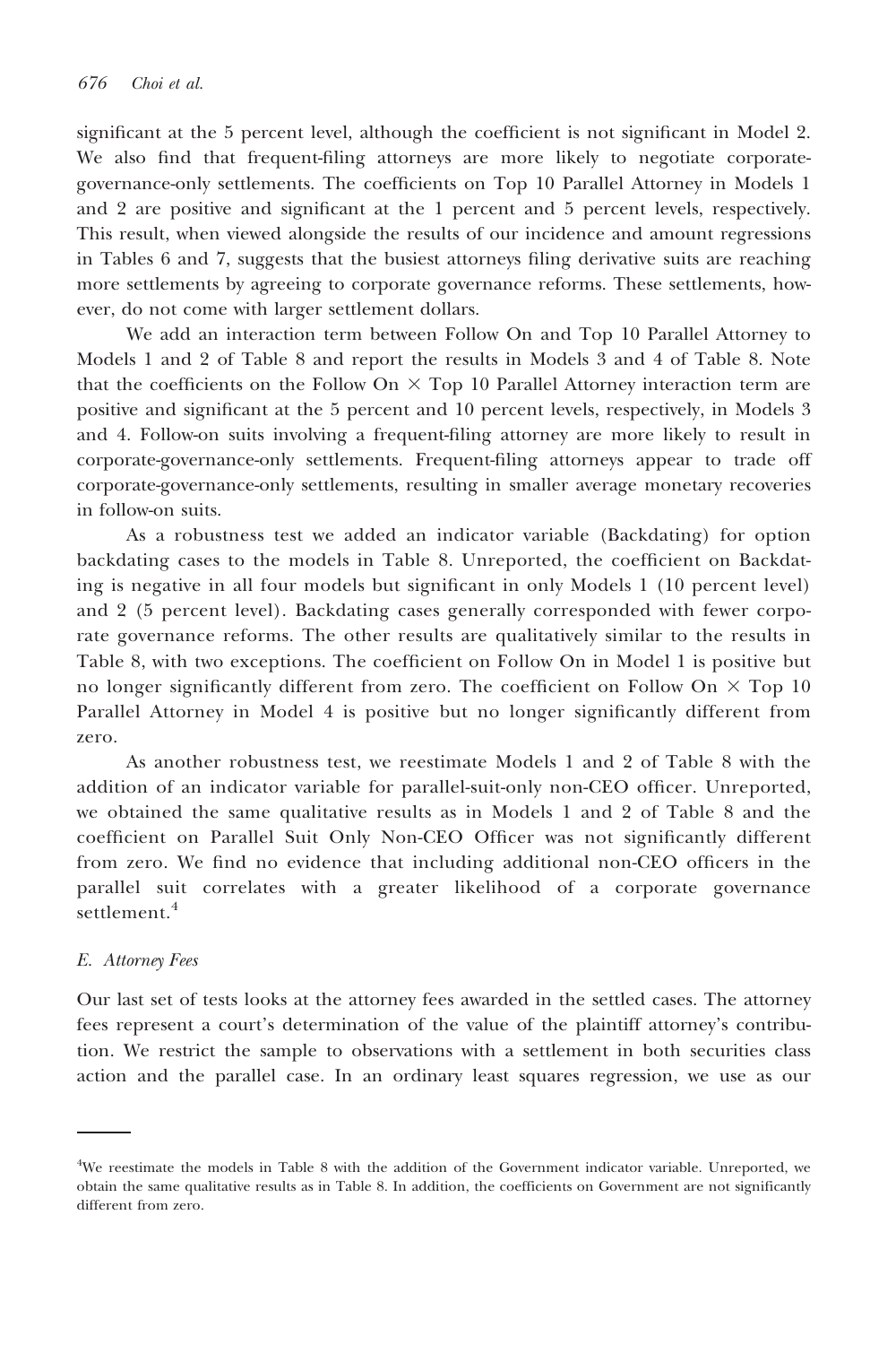significant at the 5 percent level, although the coefficient is not significant in Model 2. We also find that frequent-filing attorneys are more likely to negotiate corporate-governance-only settlements. The coefficients on Top 10 Parallel Attorney in Models 1 and 2 are positive and significant at the 1 percent and 5 percent levels, respectively. This result, when viewed alongside the results of our incidence and amount regressions in Tables 6 and 7, suggests that the busiest attorneys filing derivative suits are reaching more settlements by agreeing to corporate governance reforms. These settlements, however, do not come with larger settlement dollars.

We add an interaction term between Follow On and Top 10 Parallel Attorney to Models 1 and 2 of Table 8 and report the results in Models 3 and 4 of Table 8. Note that the coefficients on the Follow On × Top 10 Parallel Attorney interaction term are positive and significant at the 5 percent and 10 percent levels, respectively, in Models 3 and 4. Follow-on suits involving a frequent-filing attorney are more likely to result in corporate-governance-only settlements. Frequent-filing attorneys appear to trade off corporate-governance-only settlements, resulting in smaller average monetary recoveries in follow-on suits.

As a robustness test we added an indicator variable (Backdating) for option backdating cases to the models in Table 8. Unreported, the coefficient on Backdating is negative in all four models but significant in only Models 1 (10 percent level) and 2 (5 percent level). Backdating cases generally corresponded with fewer corporate governance reforms. The other results are qualitatively similar to the results in Table 8, with two exceptions. The coefficient on Follow On in Model 1 is positive but no longer significantly different from zero. The coefficient on Follow On × Top 10 Parallel Attorney in Model 4 is positive but no longer significantly different from zero.

As another robustness test, we reestimate Models 1 and 2 of Table 8 with the addition of an indicator variable for parallel-suit-only non-CEO officer. Unreported, we obtained the same qualitative results as in Models 1 and 2 of Table 8 and the coefficient on Parallel Suit Only Non-CEO Officer was not significantly different from zero. We find no evidence that including additional non-CEO officers in the parallel suit correlates with a greater likelihood of a corporate governance settlement.[4]

### *E. Attorney Fees*

Our last set of tests looks at the attorney fees awarded in the settled cases. The attorney fees represent a court's determination of the value of the plaintiff attorney's contribution. We restrict the sample to observations with a settlement in both securities class action and the parallel case. In an ordinary least squares regression, we use as our

[4]We reestimate the models in Table 8 with the addition of the Government indicator variable. Unreported, we obtain the same qualitative results as in Table 8. In addition, the coefficients on Government are not significantly different from zero.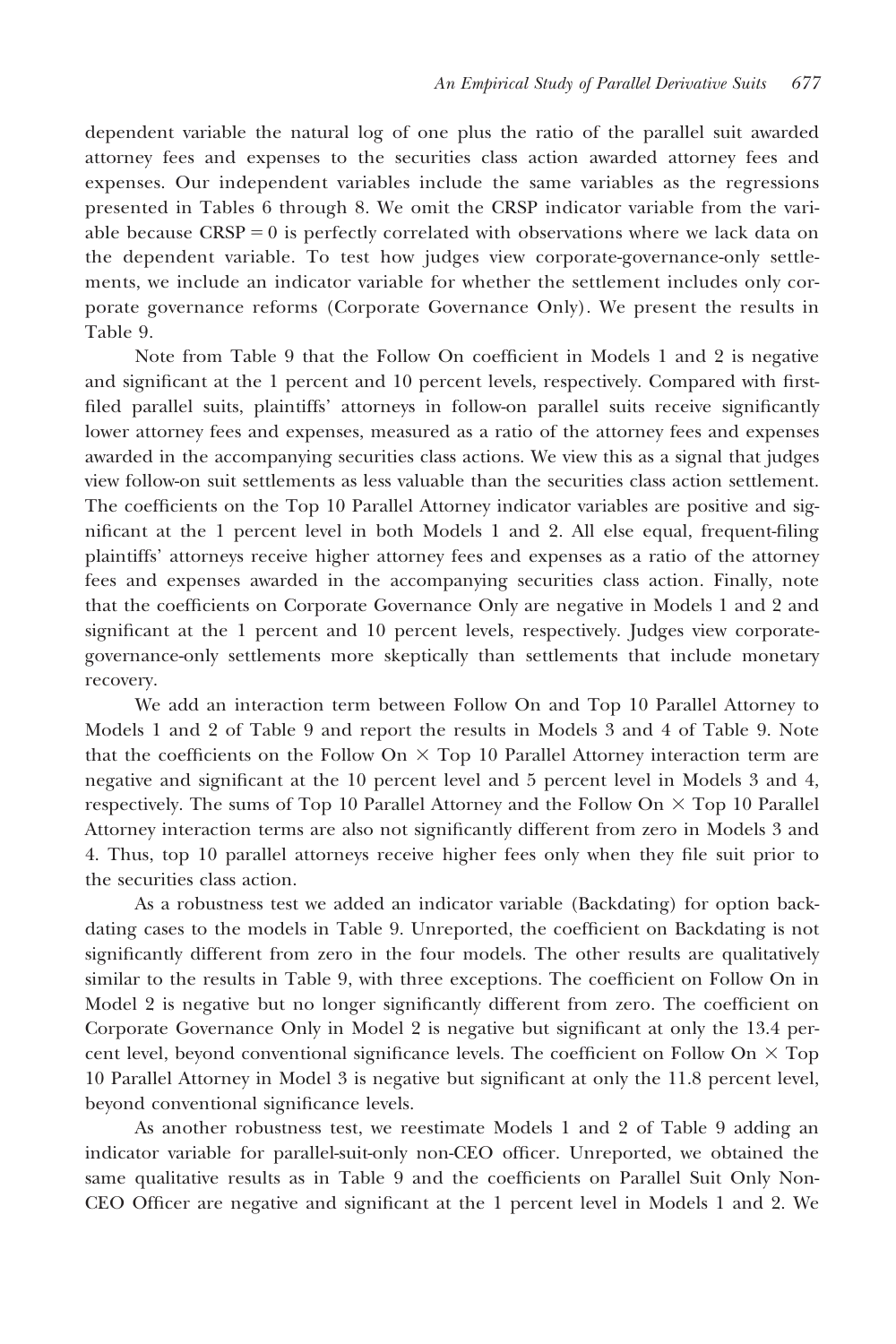dependent variable the natural log of one plus the ratio of the parallel suit awarded attorney fees and expenses to the securities class action awarded attorney fees and expenses. Our independent variables include the same variables as the regressions presented in Tables 6 through 8. We omit the CRSP indicator variable from the variable because CRSP = 0 is perfectly correlated with observations where we lack data on the dependent variable. To test how judges view corporate-governance-only settlements, we include an indicator variable for whether the settlement includes only corporate governance reforms (Corporate Governance Only). We present the results in Table 9.

Note from Table 9 that the Follow On coefficient in Models 1 and 2 is negative and significant at the 1 percent and 10 percent levels, respectively. Compared with first-filed parallel suits, plaintiffs' attorneys in follow-on parallel suits receive significantly lower attorney fees and expenses, measured as a ratio of the attorney fees and expenses awarded in the accompanying securities class actions. We view this as a signal that judges view follow-on suit settlements as less valuable than the securities class action settlement. The coefficients on the Top 10 Parallel Attorney indicator variables are positive and significant at the 1 percent level in both Models 1 and 2. All else equal, frequent-filing plaintiffs' attorneys receive higher attorney fees and expenses as a ratio of the attorney fees and expenses awarded in the accompanying securities class action. Finally, note that the coefficients on Corporate Governance Only are negative in Models 1 and 2 and significant at the 1 percent and 10 percent levels, respectively. Judges view corporate-governance-only settlements more skeptically than settlements that include monetary recovery.

We add an interaction term between Follow On and Top 10 Parallel Attorney to Models 1 and 2 of Table 9 and report the results in Models 3 and 4 of Table 9. Note that the coefficients on the Follow On × Top 10 Parallel Attorney interaction term are negative and significant at the 10 percent level and 5 percent level in Models 3 and 4, respectively. The sums of Top 10 Parallel Attorney and the Follow On × Top 10 Parallel Attorney interaction terms are also not significantly different from zero in Models 3 and 4. Thus, top 10 parallel attorneys receive higher fees only when they file suit prior to the securities class action.

As a robustness test we added an indicator variable (Backdating) for option backdating cases to the models in Table 9. Unreported, the coefficient on Backdating is not significantly different from zero in the four models. The other results are qualitatively similar to the results in Table 9, with three exceptions. The coefficient on Follow On in Model 2 is negative but no longer significantly different from zero. The coefficient on Corporate Governance Only in Model 2 is negative but significant at only the 13.4 percent level, beyond conventional significance levels. The coefficient on Follow On × Top 10 Parallel Attorney in Model 3 is negative but significant at only the 11.8 percent level, beyond conventional significance levels.

As another robustness test, we reestimate Models 1 and 2 of Table 9 adding an indicator variable for parallel-suit-only non-CEO officer. Unreported, we obtained the same qualitative results as in Table 9 and the coefficients on Parallel Suit Only Non-CEO Officer are negative and significant at the 1 percent level in Models 1 and 2. We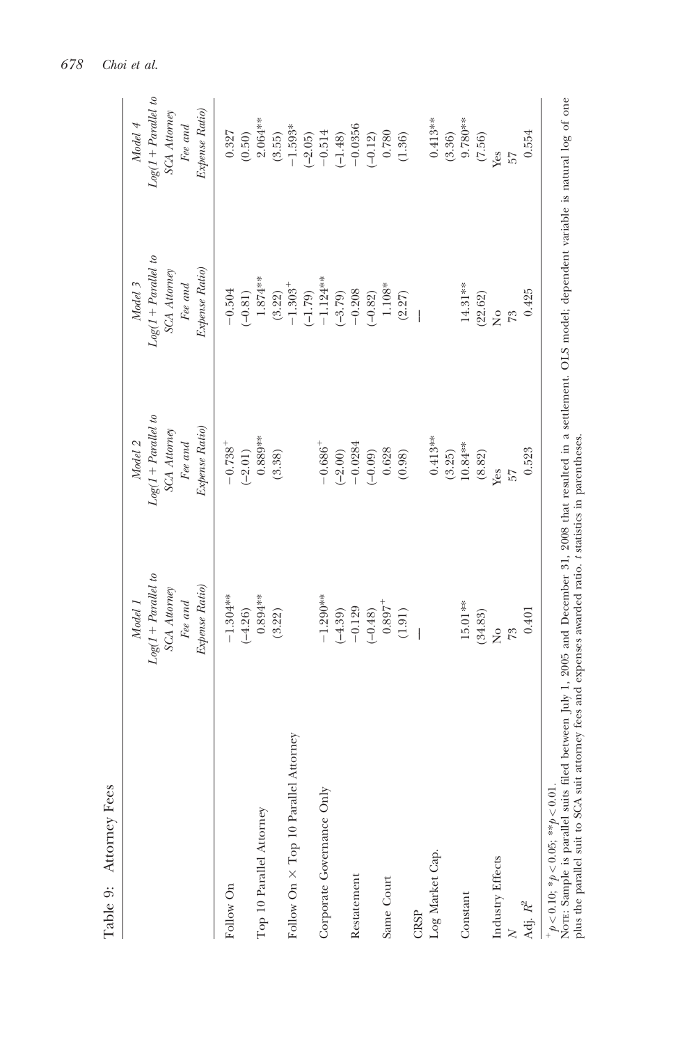Table 9: Attorney Fees

| | Model 1 Log(1 + Parallel to SCA Attorney Fee and Expense Ratio) | Model 2 Log(1 + Parallel to SCA Attorney Fee and Expense Ratio) | Model 3 Log(1 + Parallel to SCA Attorney Fee and Expense Ratio) | Model 4 Log(1 + Parallel to SCA Attorney Fee and Expense Ratio) |
|---|---|---|---|---|
| Follow On | −1.304** | $-0.738^{+}$ | −0.504 | 0.327 |
| | (−4.26) | (−2.01) | (−0.81) | (0.50) |
| Top 10 Parallel Attorney | 0.894** | 0.889** | 1.874** | 2.064** |
| | (3.22) | (3.38) | (3.22) | (3.55) |
| Follow On × Top 10 Parallel Attorney | | | $-1.303^{+}$ | −1.593* |
| | | | (−1.79) | (−2.05) |
| Corporate Governance Only | −1.290** | $-0.686^{+}$ | −1.124** | −0.514 |
| | (−4.39) | (−2.00) | (−3.79) | (−1.48) |
| Restatement | −0.129 | −0.0284 | −0.208 | −0.0356 |
| | (−0.48) | (−0.09) | (−0.82) | (−0.12) |
| Same Court | $0.897^{+}$ | 0.628 | 1.108* | 0.780 |
| | (1.91) | (0.98) | (2.27) | (1.36) |
| CRSP | — | | — | |
| Log Market Cap. | | 0.413** | | 0.413** |
| | | (3.25) | | (3.36) |
| Constant | 15.01** | 10.84** | 14.31** | 9.780** |
| | (34.83) | (8.82) | (22.62) | (7.56) |
| Industry Effects | No | Yes | No | Yes |
| $N$ | 73 | 57 | 73 | 57 |
| Adj. $R^2$ | 0.401 | 0.523 | 0.425 | 0.554 |

$^{+}p < 0.10$; $^{*}p < 0.05$; $^{**}p < 0.01$.

Note: Sample is parallel suits filed between July 1, 2005 and December 31, 2008 that resulted in a settlement. OLS model; dependent variable is natural log of one plus the parallel suit to SCA suit attorney fees and expenses awarded ratio. $t$ statistics in parentheses.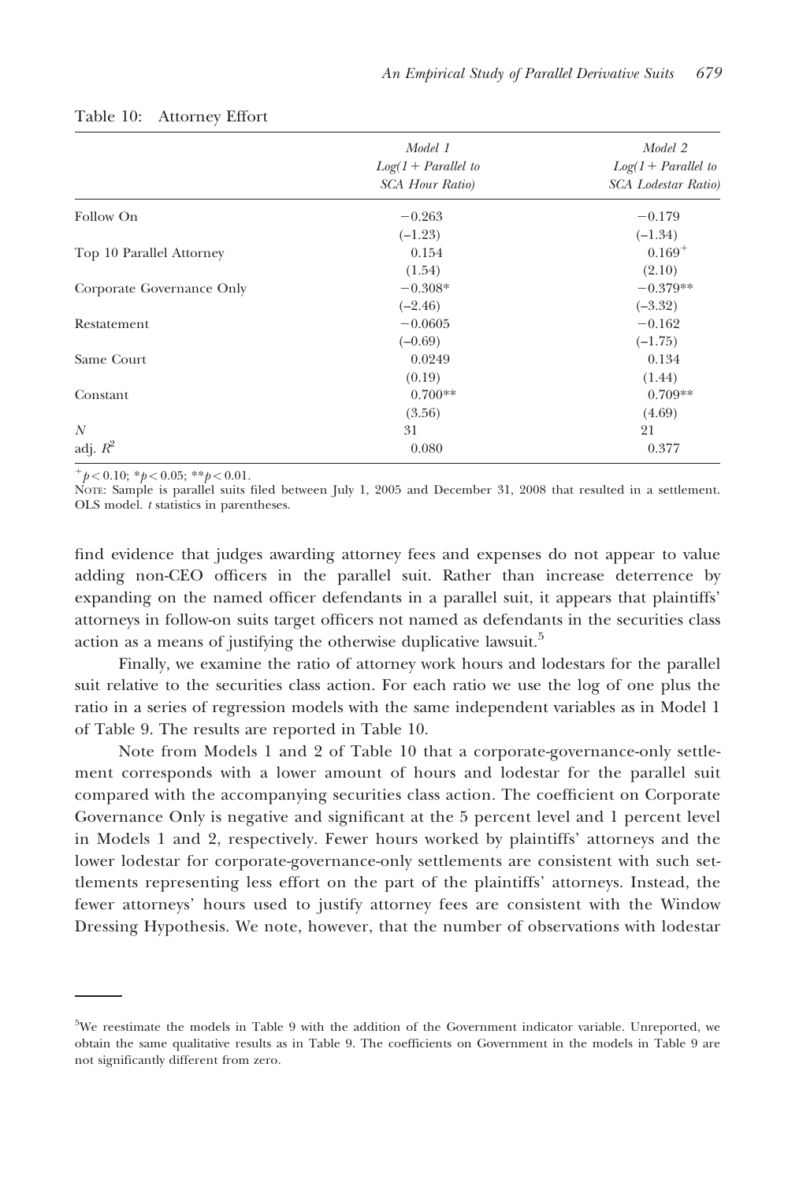Table 10: Attorney Effort

| | Model 1<br>*Log(1 + Parallel to SCA Hour Ratio)* | Model 2<br>*Log(1 + Parallel to SCA Lodestar Ratio)* |
|---|---|---|
| Follow On | −0.263 | −0.179 |
| | (−1.23) | (−1.34) |
| Top 10 Parallel Attorney | 0.154 | $0.169^{+}$ |
| | (1.54) | (2.10) |
| Corporate Governance Only | −0.308* | −0.379** |
| | (−2.46) | (−3.32) |
| Restatement | −0.0605 | −0.162 |
| | (−0.69) | (−1.75) |
| Same Court | 0.0249 | 0.134 |
| | (0.19) | (1.44) |
| Constant | 0.700** | 0.709** |
| | (3.56) | (4.69) |
| $N$ | 31 | 21 |
| adj. $R^2$ | 0.080 | 0.377 |

$^{+}p < 0.10$; $*p < 0.05$; $**p < 0.01$.

NOTE: Sample is parallel suits filed between July 1, 2005 and December 31, 2008 that resulted in a settlement. OLS model. *t* statistics in parentheses.

find evidence that judges awarding attorney fees and expenses do not appear to value adding non-CEO officers in the parallel suit. Rather than increase deterrence by expanding on the named officer defendants in a parallel suit, it appears that plaintiffs' attorneys in follow-on suits target officers not named as defendants in the securities class action as a means of justifying the otherwise duplicative lawsuit.[5]

Finally, we examine the ratio of attorney work hours and lodestars for the parallel suit relative to the securities class action. For each ratio we use the log of one plus the ratio in a series of regression models with the same independent variables as in Model 1 of Table 9. The results are reported in Table 10.

Note from Models 1 and 2 of Table 10 that a corporate-governance-only settlement corresponds with a lower amount of hours and lodestar for the parallel suit compared with the accompanying securities class action. The coefficient on Corporate Governance Only is negative and significant at the 5 percent level and 1 percent level in Models 1 and 2, respectively. Fewer hours worked by plaintiffs' attorneys and the lower lodestar for corporate-governance-only settlements are consistent with such settlements representing less effort on the part of the plaintiffs' attorneys. Instead, the fewer attorneys' hours used to justify attorney fees are consistent with the Window Dressing Hypothesis. We note, however, that the number of observations with lodestar

[5]We reestimate the models in Table 9 with the addition of the Government indicator variable. Unreported, we obtain the same qualitative results as in Table 9. The coefficients on Government in the models in Table 9 are not significantly different from zero.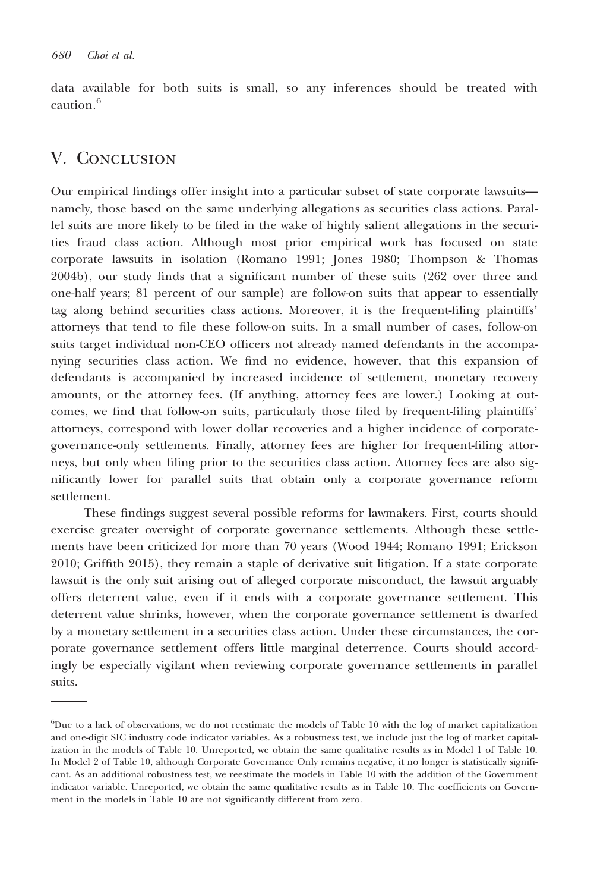data available for both suits is small, so any inferences should be treated with caution.[6]

## V. Conclusion

Our empirical findings offer insight into a particular subset of state corporate lawsuits—namely, those based on the same underlying allegations as securities class actions. Parallel suits are more likely to be filed in the wake of highly salient allegations in the securities fraud class action. Although most prior empirical work has focused on state corporate lawsuits in isolation (Romano 1991; Jones 1980; Thompson & Thomas 2004b), our study finds that a significant number of these suits (262 over three and one-half years; 81 percent of our sample) are follow-on suits that appear to essentially tag along behind securities class actions. Moreover, it is the frequent-filing plaintiffs' attorneys that tend to file these follow-on suits. In a small number of cases, follow-on suits target individual non-CEO officers not already named defendants in the accompanying securities class action. We find no evidence, however, that this expansion of defendants is accompanied by increased incidence of settlement, monetary recovery amounts, or the attorney fees. (If anything, attorney fees are lower.) Looking at outcomes, we find that follow-on suits, particularly those filed by frequent-filing plaintiffs' attorneys, correspond with lower dollar recoveries and a higher incidence of corporate-governance-only settlements. Finally, attorney fees are higher for frequent-filing attorneys, but only when filing prior to the securities class action. Attorney fees are also significantly lower for parallel suits that obtain only a corporate governance reform settlement.

These findings suggest several possible reforms for lawmakers. First, courts should exercise greater oversight of corporate governance settlements. Although these settlements have been criticized for more than 70 years (Wood 1944; Romano 1991; Erickson 2010; Griffith 2015), they remain a staple of derivative suit litigation. If a state corporate lawsuit is the only suit arising out of alleged corporate misconduct, the lawsuit arguably offers deterrent value, even if it ends with a corporate governance settlement. This deterrent value shrinks, however, when the corporate governance settlement is dwarfed by a monetary settlement in a securities class action. Under these circumstances, the corporate governance settlement offers little marginal deterrence. Courts should accordingly be especially vigilant when reviewing corporate governance settlements in parallel suits.

---

[6]Due to a lack of observations, we do not reestimate the models of Table 10 with the log of market capitalization and one-digit SIC industry code indicator variables. As a robustness test, we include just the log of market capitalization in the models of Table 10. Unreported, we obtain the same qualitative results as in Model 1 of Table 10. In Model 2 of Table 10, although Corporate Governance Only remains negative, it no longer is statistically significant. As an additional robustness test, we reestimate the models in Table 10 with the addition of the Government indicator variable. Unreported, we obtain the same qualitative results as in Table 10. The coefficients on Government in the models in Table 10 are not significantly different from zero.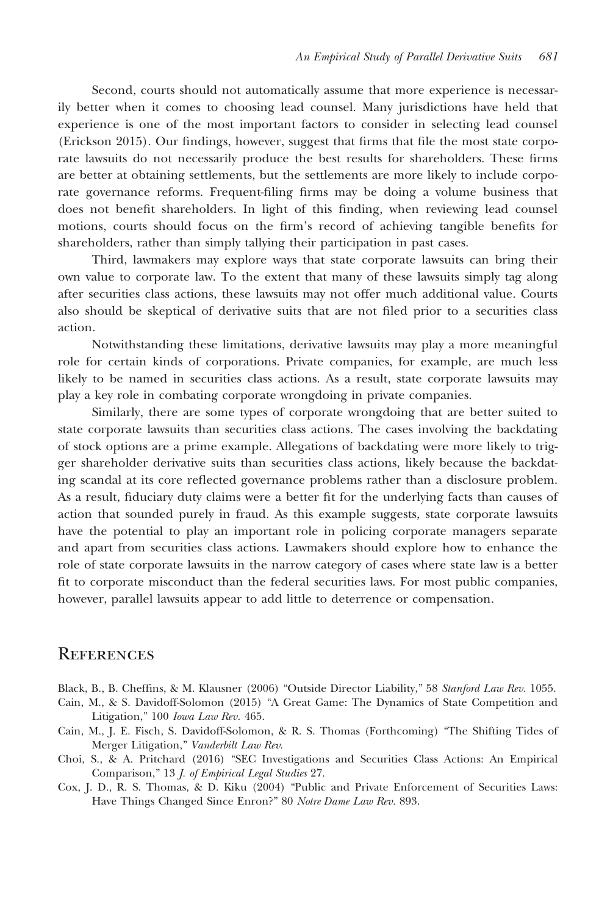Second, courts should not automatically assume that more experience is necessarily better when it comes to choosing lead counsel. Many jurisdictions have held that experience is one of the most important factors to consider in selecting lead counsel (Erickson 2015). Our findings, however, suggest that firms that file the most state corporate lawsuits do not necessarily produce the best results for shareholders. These firms are better at obtaining settlements, but the settlements are more likely to include corporate governance reforms. Frequent-filing firms may be doing a volume business that does not benefit shareholders. In light of this finding, when reviewing lead counsel motions, courts should focus on the firm's record of achieving tangible benefits for shareholders, rather than simply tallying their participation in past cases.

Third, lawmakers may explore ways that state corporate lawsuits can bring their own value to corporate law. To the extent that many of these lawsuits simply tag along after securities class actions, these lawsuits may not offer much additional value. Courts also should be skeptical of derivative suits that are not filed prior to a securities class action.

Notwithstanding these limitations, derivative lawsuits may play a more meaningful role for certain kinds of corporations. Private companies, for example, are much less likely to be named in securities class actions. As a result, state corporate lawsuits may play a key role in combating corporate wrongdoing in private companies.

Similarly, there are some types of corporate wrongdoing that are better suited to state corporate lawsuits than securities class actions. The cases involving the backdating of stock options are a prime example. Allegations of backdating were more likely to trigger shareholder derivative suits than securities class actions, likely because the backdating scandal at its core reflected governance problems rather than a disclosure problem. As a result, fiduciary duty claims were a better fit for the underlying facts than causes of action that sounded purely in fraud. As this example suggests, state corporate lawsuits have the potential to play an important role in policing corporate managers separate and apart from securities class actions. Lawmakers should explore how to enhance the role of state corporate lawsuits in the narrow category of cases where state law is a better fit to corporate misconduct than the federal securities laws. For most public companies, however, parallel lawsuits appear to add little to deterrence or compensation.

## References

Black, B., B. Cheffins, & M. Klausner (2006) "Outside Director Liability," 58 *Stanford Law Rev.* 1055.

Cain, M., & S. Davidoff-Solomon (2015) "A Great Game: The Dynamics of State Competition and Litigation," 100 *Iowa Law Rev.* 465.

Cain, M., J. E. Fisch, S. Davidoff-Solomon, & R. S. Thomas (Forthcoming) "The Shifting Tides of Merger Litigation," *Vanderbilt Law Rev.*

Choi, S., & A. Pritchard (2016) "SEC Investigations and Securities Class Actions: An Empirical Comparison," 13 *J. of Empirical Legal Studies* 27.

Cox, J. D., R. S. Thomas, & D. Kiku (2004) "Public and Private Enforcement of Securities Laws: Have Things Changed Since Enron?" 80 *Notre Dame Law Rev.* 893.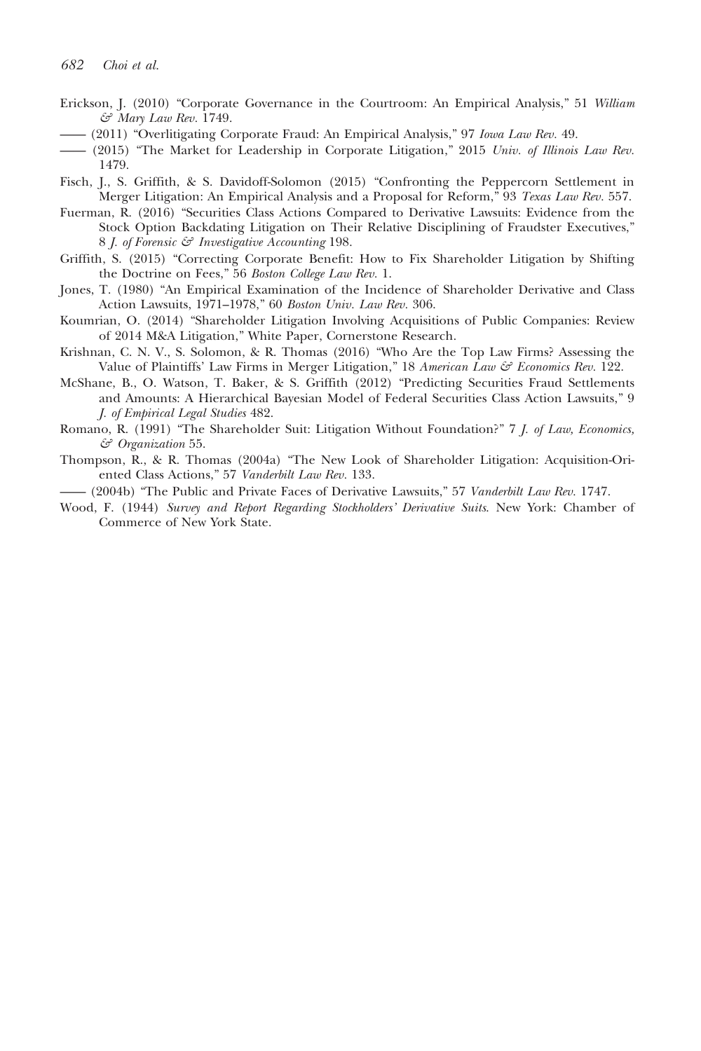Erickson, J. (2010) "Corporate Governance in the Courtroom: An Empirical Analysis," 51 *William & Mary Law Rev.* 1749.

—— (2011) "Overlitigating Corporate Fraud: An Empirical Analysis," 97 *Iowa Law Rev.* 49.

—— (2015) "The Market for Leadership in Corporate Litigation," 2015 *Univ. of Illinois Law Rev.* 1479.

Fisch, J., S. Griffith, & S. Davidoff-Solomon (2015) "Confronting the Peppercorn Settlement in Merger Litigation: An Empirical Analysis and a Proposal for Reform," 93 *Texas Law Rev.* 557.

Fuerman, R. (2016) "Securities Class Actions Compared to Derivative Lawsuits: Evidence from the Stock Option Backdating Litigation on Their Relative Disciplining of Fraudster Executives," 8 *J. of Forensic & Investigative Accounting* 198.

Griffith, S. (2015) "Correcting Corporate Benefit: How to Fix Shareholder Litigation by Shifting the Doctrine on Fees," 56 *Boston College Law Rev.* 1.

Jones, T. (1980) "An Empirical Examination of the Incidence of Shareholder Derivative and Class Action Lawsuits, 1971–1978," 60 *Boston Univ. Law Rev.* 306.

Koumrian, O. (2014) "Shareholder Litigation Involving Acquisitions of Public Companies: Review of 2014 M&A Litigation," White Paper, Cornerstone Research.

Krishnan, C. N. V., S. Solomon, & R. Thomas (2016) "Who Are the Top Law Firms? Assessing the Value of Plaintiffs' Law Firms in Merger Litigation," 18 *American Law & Economics Rev.* 122.

McShane, B., O. Watson, T. Baker, & S. Griffith (2012) "Predicting Securities Fraud Settlements and Amounts: A Hierarchical Bayesian Model of Federal Securities Class Action Lawsuits," 9 *J. of Empirical Legal Studies* 482.

Romano, R. (1991) "The Shareholder Suit: Litigation Without Foundation?" 7 *J. of Law, Economics, & Organization* 55.

Thompson, R., & R. Thomas (2004a) "The New Look of Shareholder Litigation: Acquisition-Oriented Class Actions," 57 *Vanderbilt Law Rev.* 133.

—— (2004b) "The Public and Private Faces of Derivative Lawsuits," 57 *Vanderbilt Law Rev.* 1747.

Wood, F. (1944) *Survey and Report Regarding Stockholders' Derivative Suits*. New York: Chamber of Commerce of New York State.